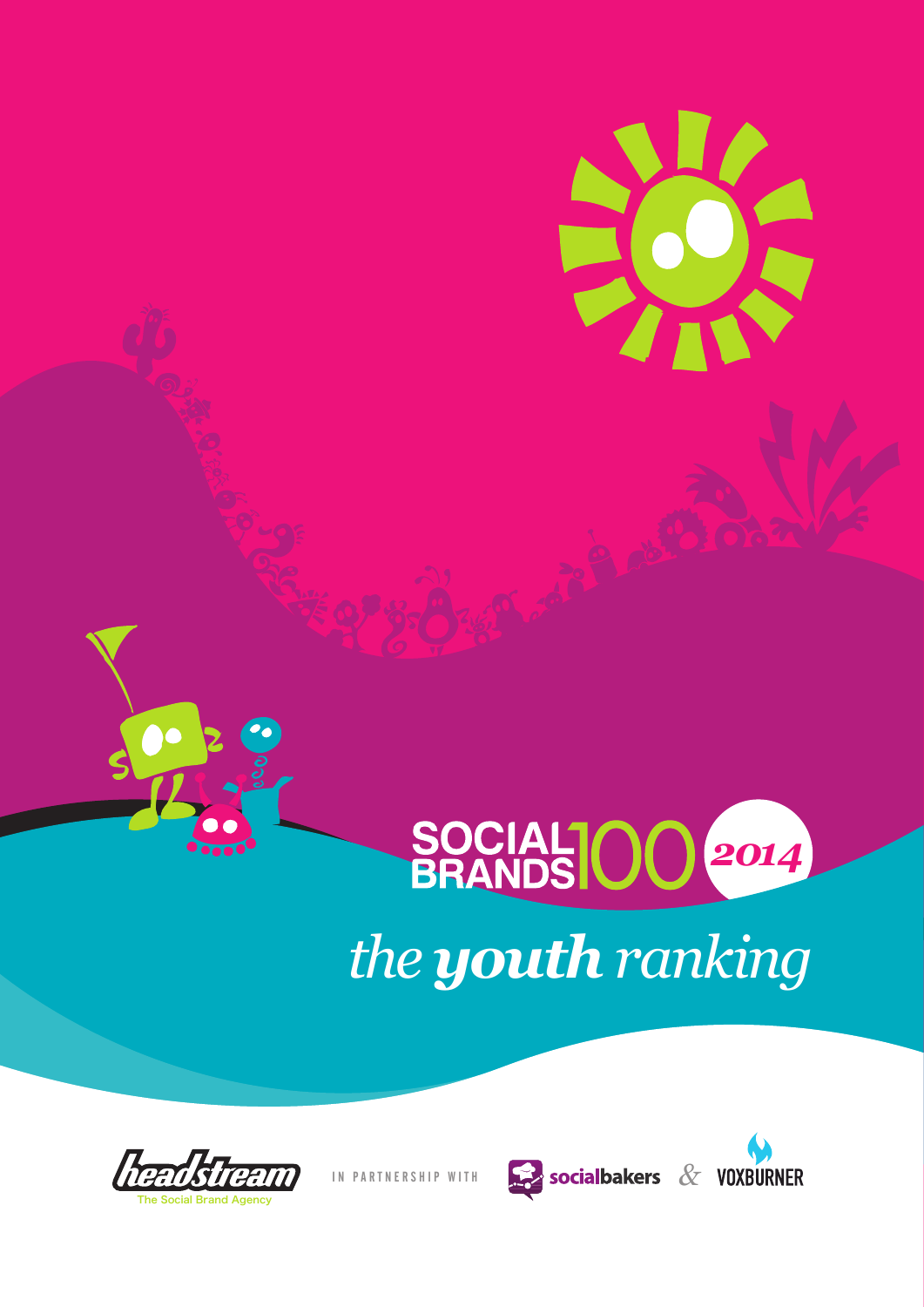# SOCIAL BRANDS 100 2014

## *the **youth** ranking*

headstream
The Social Brand Agency

IN PARTNERSHIP WITH

socialbakers & VOXBURNER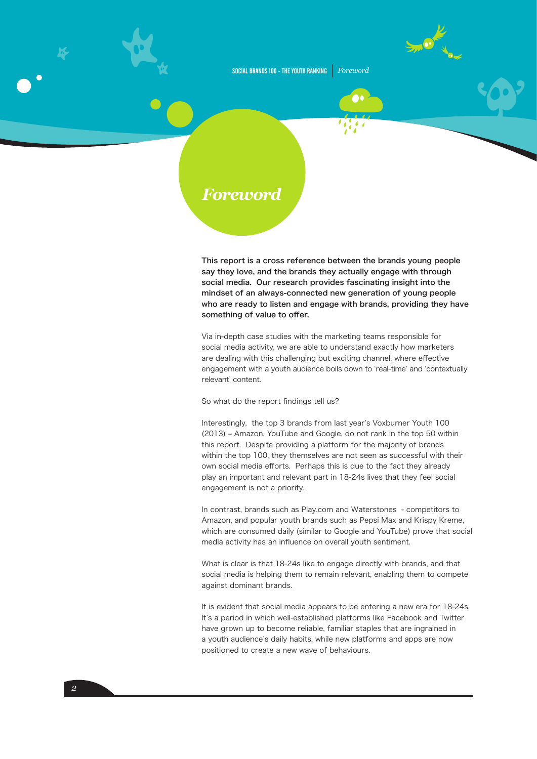# *Foreword*

**This report is a cross reference between the brands young people say they love, and the brands they actually engage with through social media. Our research provides fascinating insight into the mindset of an always-connected new generation of young people who are ready to listen and engage with brands, providing they have something of value to offer.**

Via in-depth case studies with the marketing teams responsible for social media activity, we are able to understand exactly how marketers are dealing with this challenging but exciting channel, where effective engagement with a youth audience boils down to 'real-time' and 'contextually relevant' content.

So what do the report findings tell us?

Interestingly, the top 3 brands from last year's Voxburner Youth 100 (2013) – Amazon, YouTube and Google, do not rank in the top 50 within this report. Despite providing a platform for the majority of brands within the top 100, they themselves are not seen as successful with their own social media efforts. Perhaps this is due to the fact they already play an important and relevant part in 18-24s lives that they feel social engagement is not a priority.

In contrast, brands such as Play.com and Waterstones - competitors to Amazon, and popular youth brands such as Pepsi Max and Krispy Kreme, which are consumed daily (similar to Google and YouTube) prove that social media activity has an influence on overall youth sentiment.

What is clear is that 18-24s like to engage directly with brands, and that social media is helping them to remain relevant, enabling them to compete against dominant brands.

It is evident that social media appears to be entering a new era for 18-24s. It's a period in which well-established platforms like Facebook and Twitter have grown up to become reliable, familiar staples that are ingrained in a youth audience's daily habits, while new platforms and apps are now positioned to create a new wave of behaviours.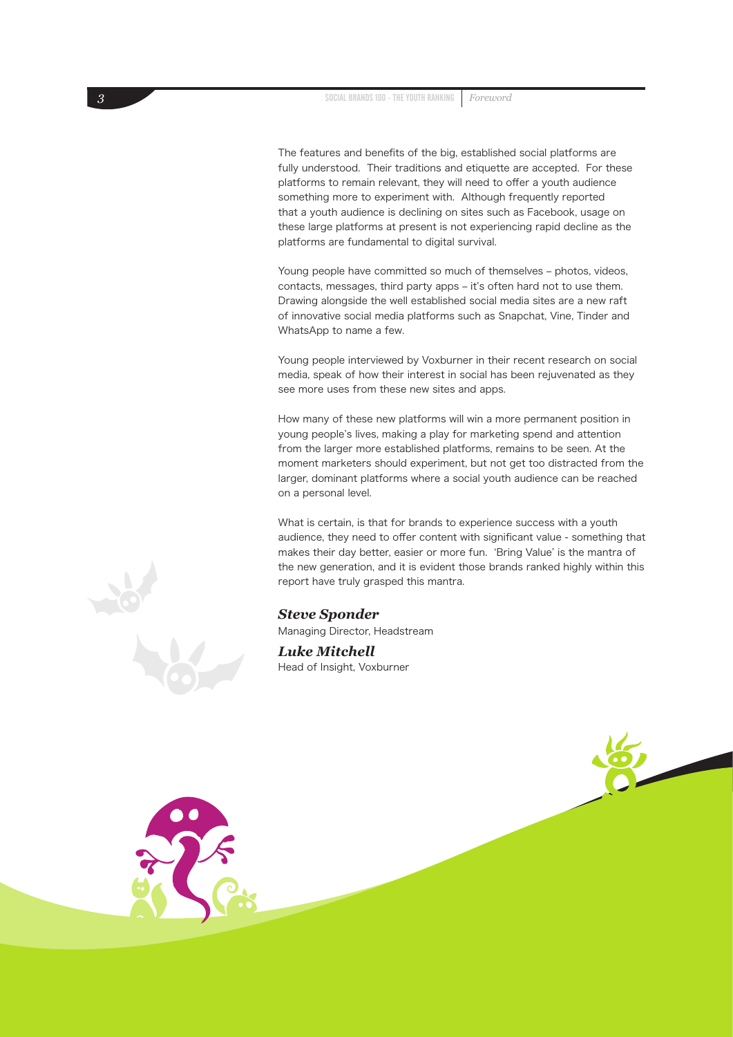The features and benefits of the big, established social platforms are fully understood. Their traditions and etiquette are accepted. For these platforms to remain relevant, they will need to offer a youth audience something more to experiment with. Although frequently reported that a youth audience is declining on sites such as Facebook, usage on these large platforms at present is not experiencing rapid decline as the platforms are fundamental to digital survival.

Young people have committed so much of themselves – photos, videos, contacts, messages, third party apps – it's often hard not to use them. Drawing alongside the well established social media sites are a new raft of innovative social media platforms such as Snapchat, Vine, Tinder and WhatsApp to name a few.

Young people interviewed by Voxburner in their recent research on social media, speak of how their interest in social has been rejuvenated as they see more uses from these new sites and apps.

How many of these new platforms will win a more permanent position in young people's lives, making a play for marketing spend and attention from the larger more established platforms, remains to be seen. At the moment marketers should experiment, but not get too distracted from the larger, dominant platforms where a social youth audience can be reached on a personal level.

What is certain, is that for brands to experience success with a youth audience, they need to offer content with significant value - something that makes their day better, easier or more fun. 'Bring Value' is the mantra of the new generation, and it is evident those brands ranked highly within this report have truly grasped this mantra.

***Steve Sponder***
Managing Director, Headstream

***Luke Mitchell***
Head of Insight, Voxburner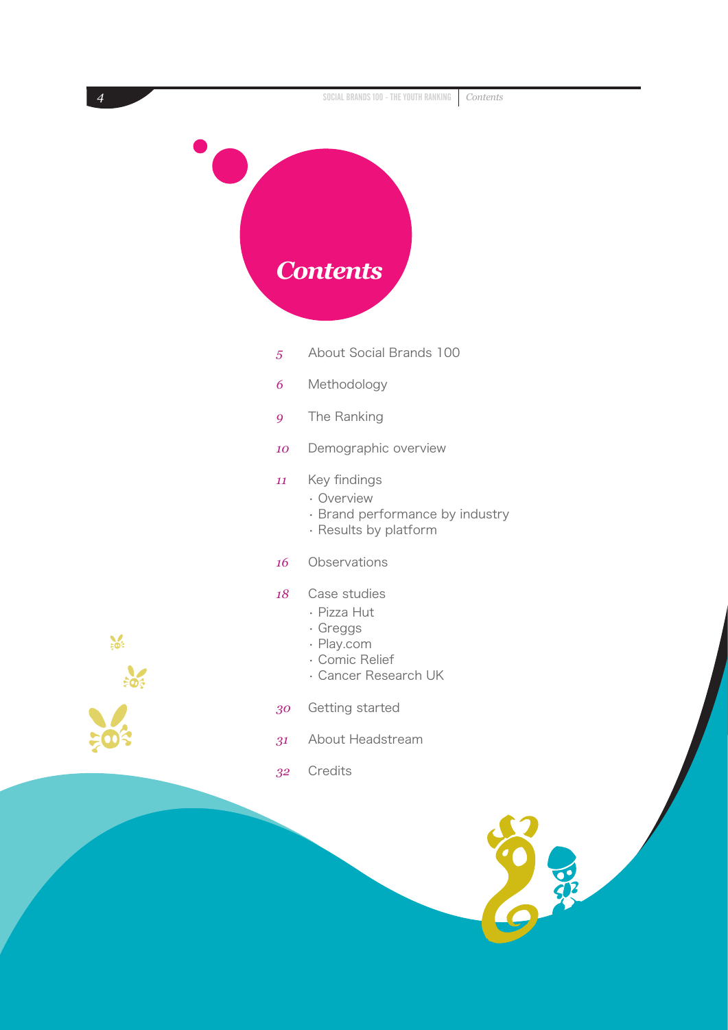# *Contents*

*5* About Social Brands 100

*6* Methodology

*9* The Ranking

*10* Demographic overview

*11* Key findings
- Overview
- Brand performance by industry
- Results by platform

*16* Observations

*18* Case studies
- Pizza Hut
- Greggs
- Play.com
- Comic Relief
- Cancer Research UK

*30* Getting started

*31* About Headstream

*32* Credits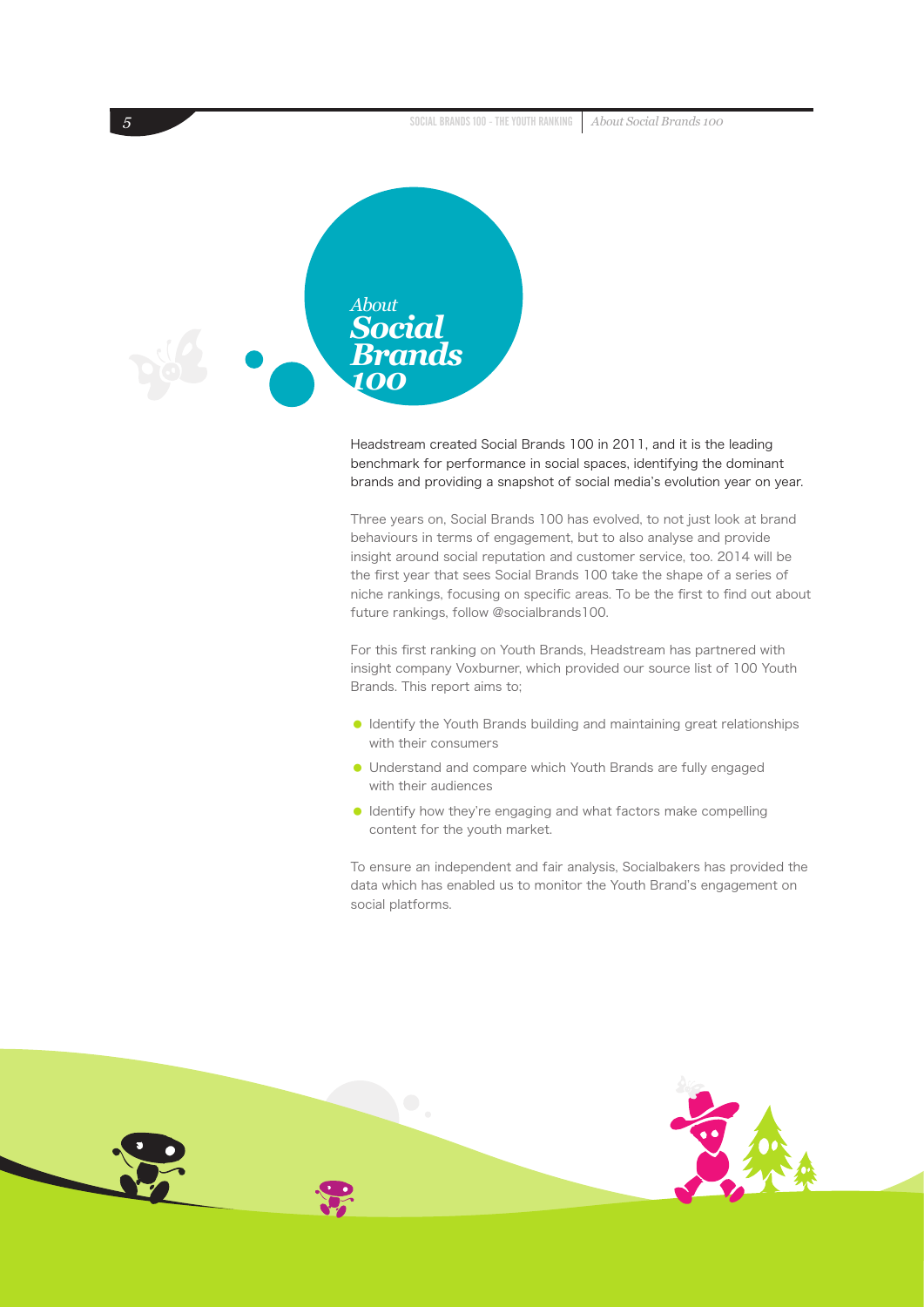# *About Social Brands 100*

Headstream created Social Brands 100 in 2011, and it is the leading benchmark for performance in social spaces, identifying the dominant brands and providing a snapshot of social media's evolution year on year.

Three years on, Social Brands 100 has evolved, to not just look at brand behaviours in terms of engagement, but to also analyse and provide insight around social reputation and customer service, too. 2014 will be the first year that sees Social Brands 100 take the shape of a series of niche rankings, focusing on specific areas. To be the first to find out about future rankings, follow @socialbrands100.

For this first ranking on Youth Brands, Headstream has partnered with insight company Voxburner, which provided our source list of 100 Youth Brands. This report aims to;

- Identify the Youth Brands building and maintaining great relationships with their consumers
- Understand and compare which Youth Brands are fully engaged with their audiences
- Identify how they're engaging and what factors make compelling content for the youth market.

To ensure an independent and fair analysis, Socialbakers has provided the data which has enabled us to monitor the Youth Brand's engagement on social platforms.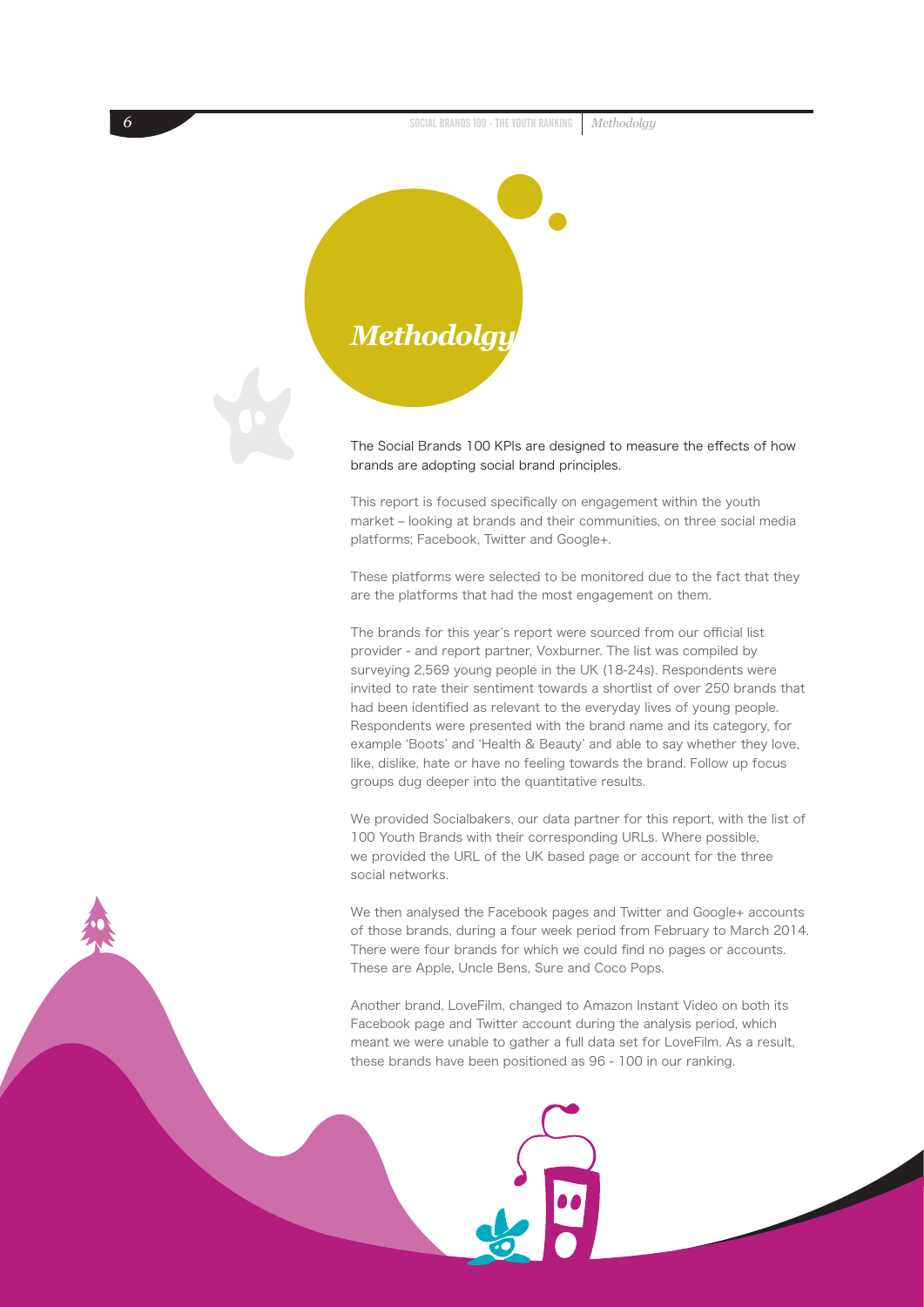# *Methodolgy*

The Social Brands 100 KPIs are designed to measure the effects of how brands are adopting social brand principles.

This report is focused specifically on engagement within the youth market – looking at brands and their communities, on three social media platforms; Facebook, Twitter and Google+.

These platforms were selected to be monitored due to the fact that they are the platforms that had the most engagement on them.

The brands for this year's report were sourced from our official list provider - and report partner, Voxburner. The list was compiled by surveying 2,569 young people in the UK (18-24s). Respondents were invited to rate their sentiment towards a shortlist of over 250 brands that had been identified as relevant to the everyday lives of young people. Respondents were presented with the brand name and its category, for example 'Boots' and 'Health & Beauty' and able to say whether they love, like, dislike, hate or have no feeling towards the brand. Follow up focus groups dug deeper into the quantitative results.

We provided Socialbakers, our data partner for this report, with the list of 100 Youth Brands with their corresponding URLs. Where possible, we provided the URL of the UK based page or account for the three social networks.

We then analysed the Facebook pages and Twitter and Google+ accounts of those brands, during a four week period from February to March 2014. There were four brands for which we could find no pages or accounts. These are Apple, Uncle Bens, Sure and Coco Pops.

Another brand, LoveFilm, changed to Amazon Instant Video on both its Facebook page and Twitter account during the analysis period, which meant we were unable to gather a full data set for LoveFilm. As a result, these brands have been positioned as 96 - 100 in our ranking.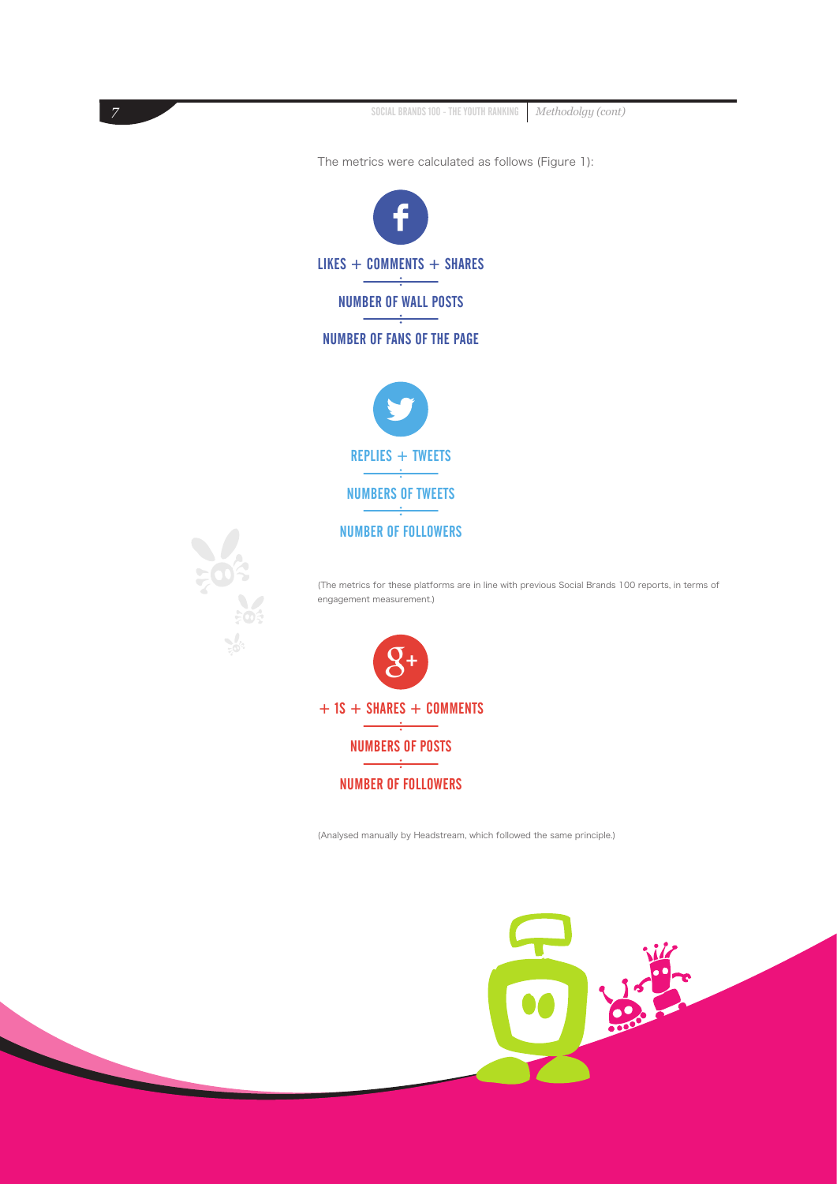The metrics were calculated as follows (Figure 1):

LIKES + COMMENTS + SHARES

÷

NUMBER OF WALL POSTS

÷

NUMBER OF FANS OF THE PAGE

REPLIES + TWEETS

÷

NUMBERS OF TWEETS

÷

NUMBER OF FOLLOWERS

(The metrics for these platforms are in line with previous Social Brands 100 reports, in terms of engagement measurement.)

+ 1S + SHARES + COMMENTS

÷

NUMBERS OF POSTS

÷

NUMBER OF FOLLOWERS

(Analysed manually by Headstream, which followed the same principle.)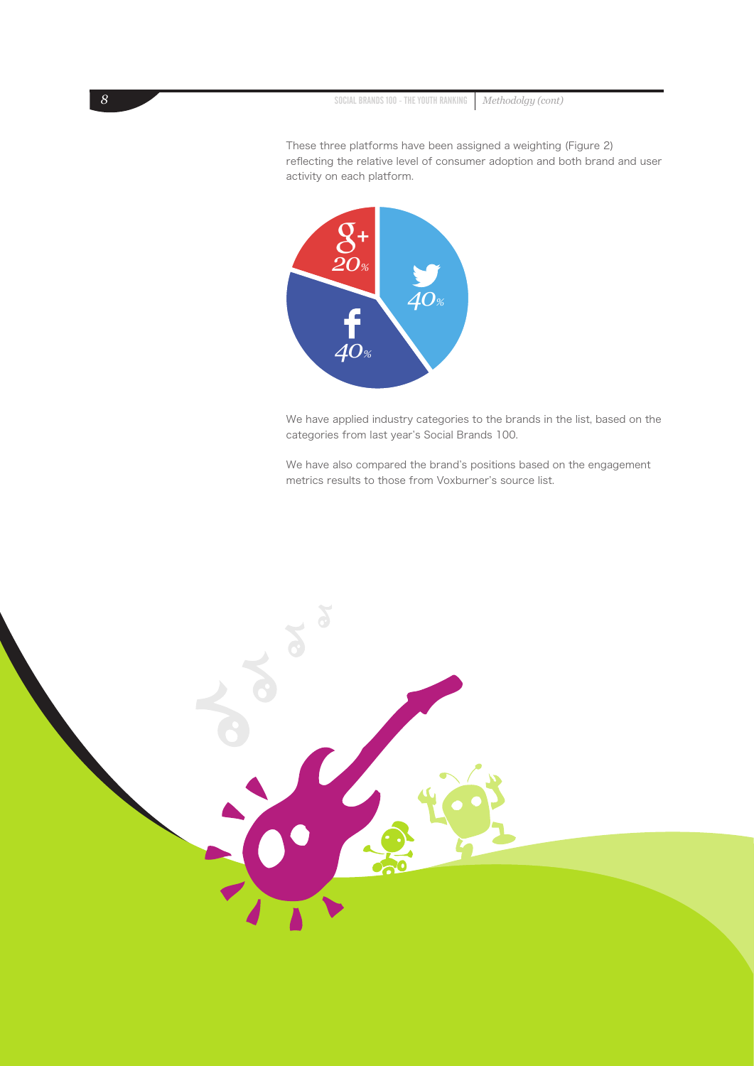These three platforms have been assigned a weighting (Figure 2) reflecting the relative level of consumer adoption and both brand and user activity on each platform.

We have applied industry categories to the brands in the list, based on the categories from last year's Social Brands 100.

We have also compared the brand's positions based on the engagement metrics results to those from Voxburner's source list.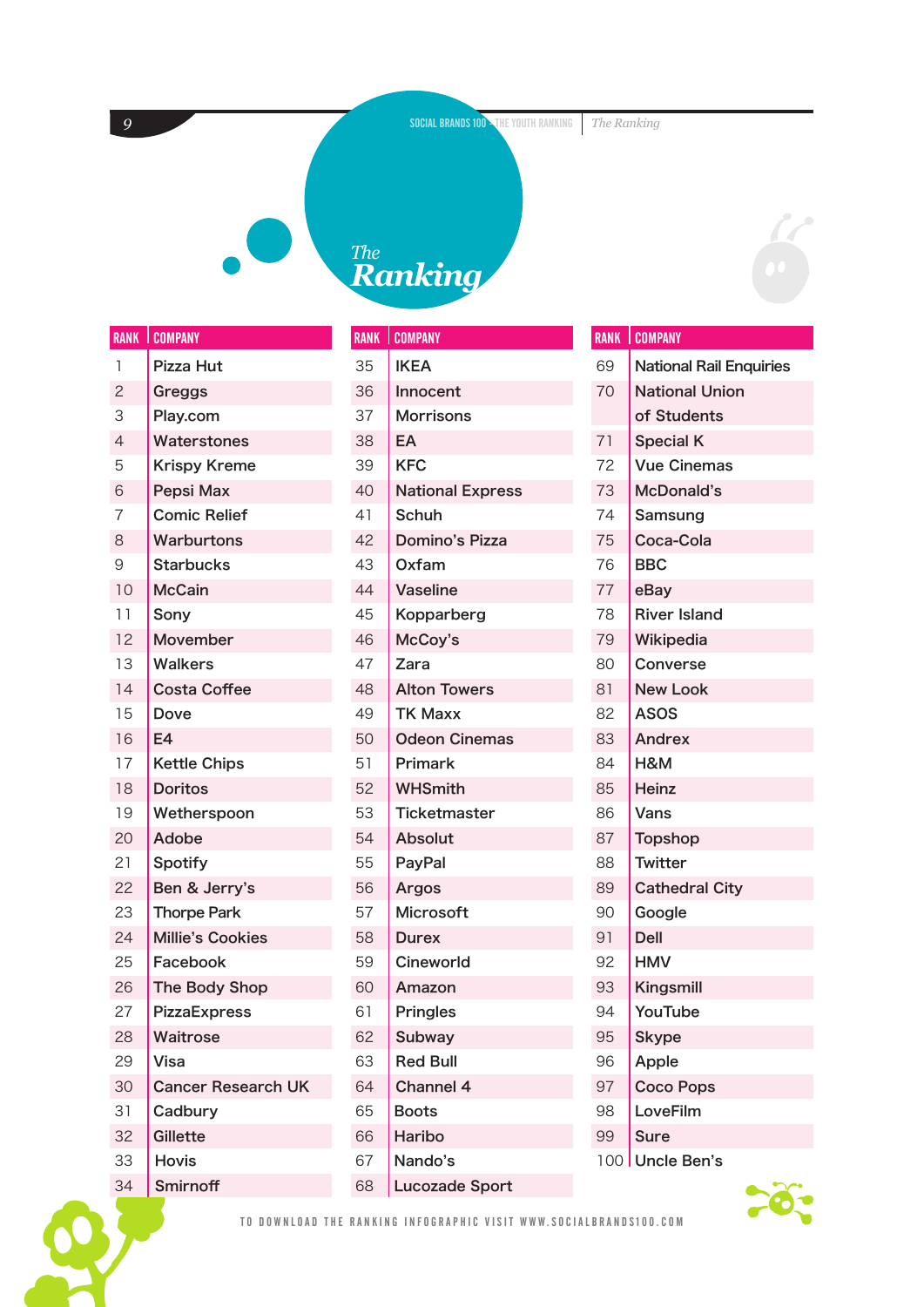# The Ranking

| RANK | COMPANY |
|---|---|
| 1 | Pizza Hut |
| 2 | Greggs |
| 3 | Play.com |
| 4 | Waterstones |
| 5 | Krispy Kreme |
| 6 | Pepsi Max |
| 7 | Comic Relief |
| 8 | Warburtons |
| 9 | Starbucks |
| 10 | McCain |
| 11 | Sony |
| 12 | Movember |
| 13 | Walkers |
| 14 | Costa Coffee |
| 15 | Dove |
| 16 | E4 |
| 17 | Kettle Chips |
| 18 | Doritos |
| 19 | Wetherspoon |
| 20 | Adobe |
| 21 | Spotify |
| 22 | Ben & Jerry's |
| 23 | Thorpe Park |
| 24 | Millie's Cookies |
| 25 | Facebook |
| 26 | The Body Shop |
| 27 | PizzaExpress |
| 28 | Waitrose |
| 29 | Visa |
| 30 | Cancer Research UK |
| 31 | Cadbury |
| 32 | Gillette |
| 33 | Hovis |
| 34 | Smirnoff |

| RANK | COMPANY |
|---|---|
| 35 | IKEA |
| 36 | Innocent |
| 37 | Morrisons |
| 38 | EA |
| 39 | KFC |
| 40 | National Express |
| 41 | Schuh |
| 42 | Domino's Pizza |
| 43 | Oxfam |
| 44 | Vaseline |
| 45 | Kopparberg |
| 46 | McCoy's |
| 47 | Zara |
| 48 | Alton Towers |
| 49 | TK Maxx |
| 50 | Odeon Cinemas |
| 51 | Primark |
| 52 | WHSmith |
| 53 | Ticketmaster |
| 54 | Absolut |
| 55 | PayPal |
| 56 | Argos |
| 57 | Microsoft |
| 58 | Durex |
| 59 | Cineworld |
| 60 | Amazon |
| 61 | Pringles |
| 62 | Subway |
| 63 | Red Bull |
| 64 | Channel 4 |
| 65 | Boots |
| 66 | Haribo |
| 67 | Nando's |
| 68 | Lucozade Sport |

| RANK | COMPANY |
|---|---|
| 69 | National Rail Enquiries |
| 70 | National Union of Students |
| 71 | Special K |
| 72 | Vue Cinemas |
| 73 | McDonald's |
| 74 | Samsung |
| 75 | Coca-Cola |
| 76 | BBC |
| 77 | eBay |
| 78 | River Island |
| 79 | Wikipedia |
| 80 | Converse |
| 81 | New Look |
| 82 | ASOS |
| 83 | Andrex |
| 84 | H&M |
| 85 | Heinz |
| 86 | Vans |
| 87 | Topshop |
| 88 | Twitter |
| 89 | Cathedral City |
| 90 | Google |
| 91 | Dell |
| 92 | HMV |
| 93 | Kingsmill |
| 94 | YouTube |
| 95 | Skype |
| 96 | Apple |
| 97 | Coco Pops |
| 98 | LoveFilm |
| 99 | Sure |
| 100 | Uncle Ben's |

TO DOWNLOAD THE RANKING INFOGRAPHIC VISIT WWW.SOCIALBRANDS100.COM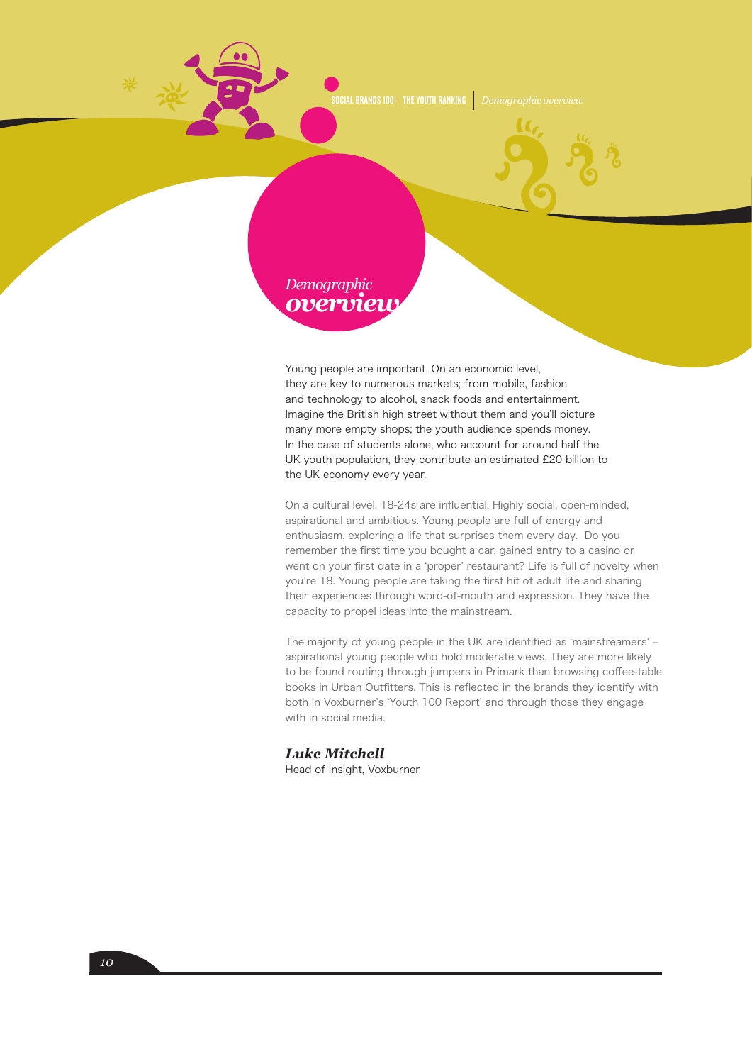# Demographic overview

Young people are important. On an economic level, they are key to numerous markets; from mobile, fashion and technology to alcohol, snack foods and entertainment. Imagine the British high street without them and you'll picture many more empty shops; the youth audience spends money. In the case of students alone, who account for around half the UK youth population, they contribute an estimated £20 billion to the UK economy every year.

On a cultural level, 18-24s are influential. Highly social, open-minded, aspirational and ambitious. Young people are full of energy and enthusiasm, exploring a life that surprises them every day. Do you remember the first time you bought a car, gained entry to a casino or went on your first date in a 'proper' restaurant? Life is full of novelty when you're 18. Young people are taking the first hit of adult life and sharing their experiences through word-of-mouth and expression. They have the capacity to propel ideas into the mainstream.

The majority of young people in the UK are identified as 'mainstreamers' – aspirational young people who hold moderate views. They are more likely to be found routing through jumpers in Primark than browsing coffee-table books in Urban Outfitters. This is reflected in the brands they identify with both in Voxburner's 'Youth 100 Report' and through those they engage with in social media.

***Luke Mitchell***
Head of Insight, Voxburner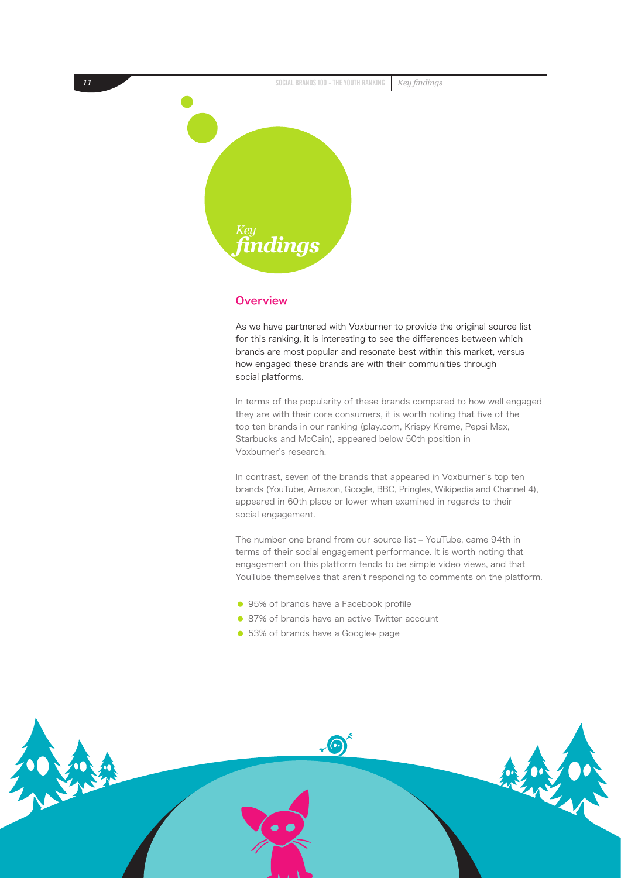# *Key findings*

## Overview

As we have partnered with Voxburner to provide the original source list for this ranking, it is interesting to see the differences between which brands are most popular and resonate best within this market, versus how engaged these brands are with their communities through social platforms.

In terms of the popularity of these brands compared to how well engaged they are with their core consumers, it is worth noting that five of the top ten brands in our ranking (play.com, Krispy Kreme, Pepsi Max, Starbucks and McCain), appeared below 50th position in Voxburner's research.

In contrast, seven of the brands that appeared in Voxburner's top ten brands (YouTube, Amazon, Google, BBC, Pringles, Wikipedia and Channel 4), appeared in 60th place or lower when examined in regards to their social engagement.

The number one brand from our source list – YouTube, came 94th in terms of their social engagement performance. It is worth noting that engagement on this platform tends to be simple video views, and that YouTube themselves that aren't responding to comments on the platform.

- 95% of brands have a Facebook profile
- 87% of brands have an active Twitter account
- 53% of brands have a Google+ page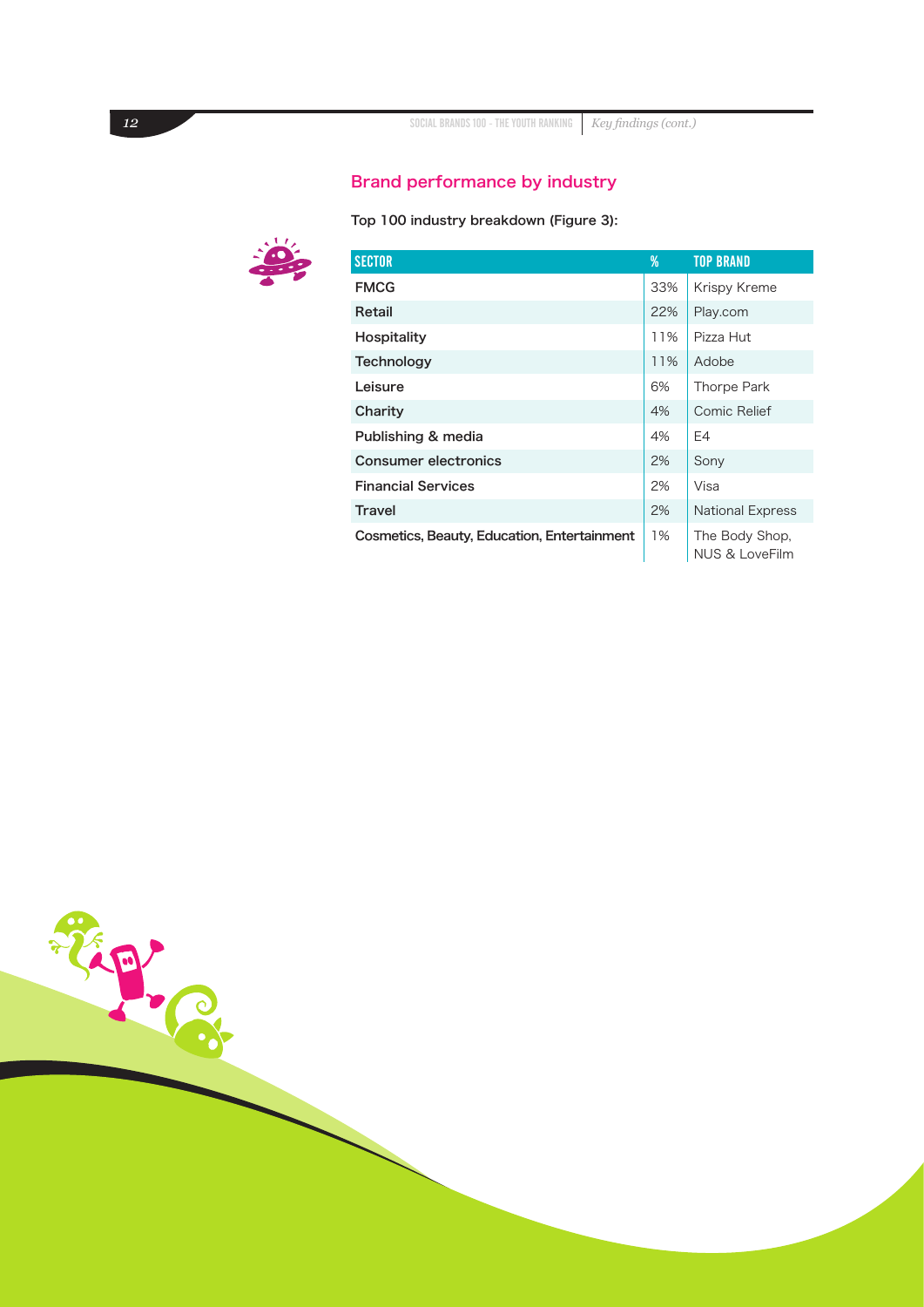## Brand performance by industry

**Top 100 industry breakdown (Figure 3):**

| SECTOR | % | TOP BRAND |
|---|---|---|
| FMCG | 33% | Krispy Kreme |
| Retail | 22% | Play.com |
| Hospitality | 11% | Pizza Hut |
| Technology | 11% | Adobe |
| Leisure | 6% | Thorpe Park |
| Charity | 4% | Comic Relief |
| Publishing & media | 4% | E4 |
| Consumer electronics | 2% | Sony |
| Financial Services | 2% | Visa |
| Travel | 2% | National Express |
| Cosmetics, Beauty, Education, Entertainment | 1% | The Body Shop, NUS & LoveFilm |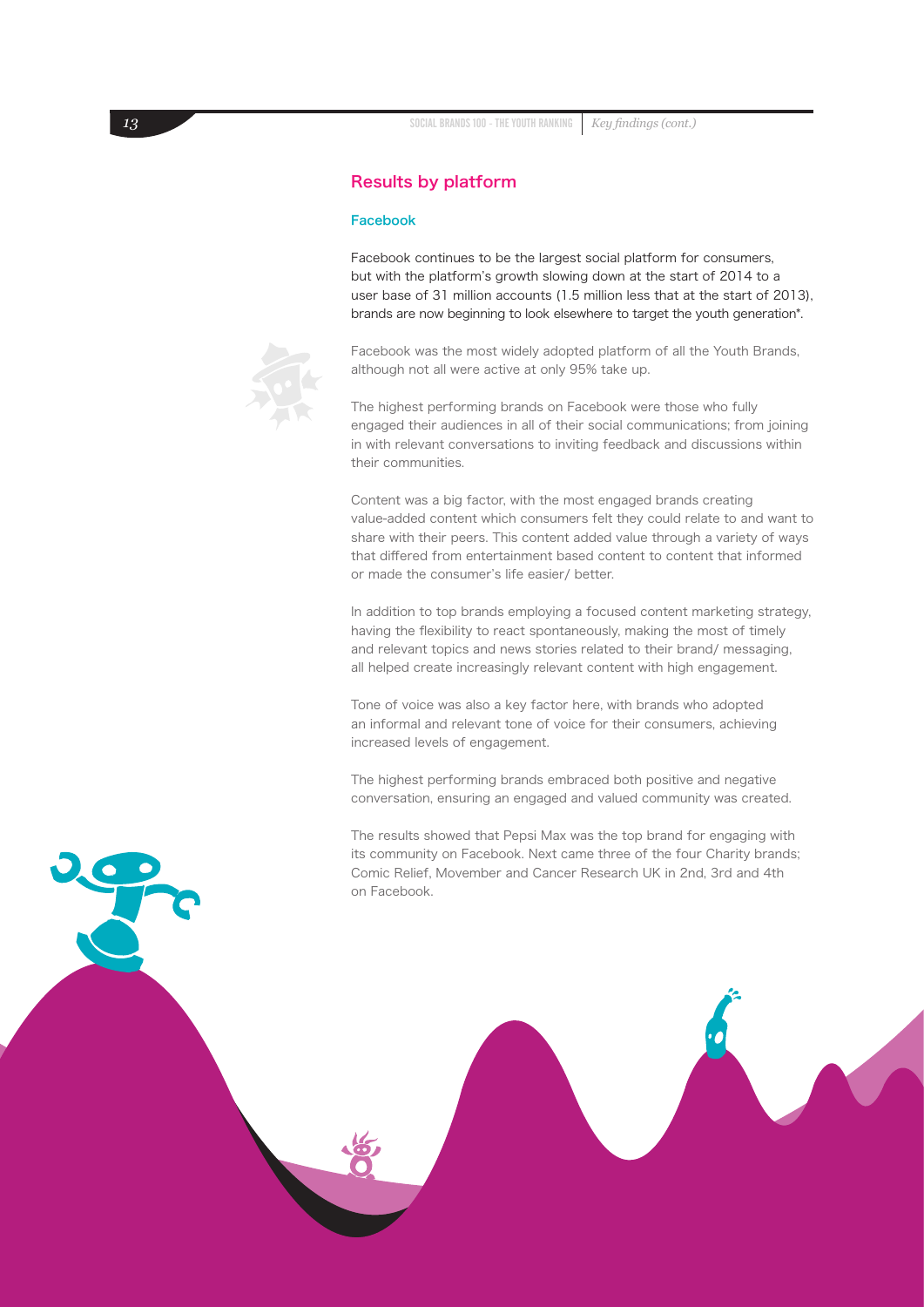## Results by platform

### Facebook

Facebook continues to be the largest social platform for consumers, but with the platform's growth slowing down at the start of 2014 to a user base of 31 million accounts (1.5 million less that at the start of 2013), brands are now beginning to look elsewhere to target the youth generation*.

Facebook was the most widely adopted platform of all the Youth Brands, although not all were active at only 95% take up.

The highest performing brands on Facebook were those who fully engaged their audiences in all of their social communications; from joining in with relevant conversations to inviting feedback and discussions within their communities.

Content was a big factor, with the most engaged brands creating value-added content which consumers felt they could relate to and want to share with their peers. This content added value through a variety of ways that differed from entertainment based content to content that informed or made the consumer's life easier/ better.

In addition to top brands employing a focused content marketing strategy, having the flexibility to react spontaneously, making the most of timely and relevant topics and news stories related to their brand/ messaging, all helped create increasingly relevant content with high engagement.

Tone of voice was also a key factor here, with brands who adopted an informal and relevant tone of voice for their consumers, achieving increased levels of engagement.

The highest performing brands embraced both positive and negative conversation, ensuring an engaged and valued community was created.

The results showed that Pepsi Max was the top brand for engaging with its community on Facebook. Next came three of the four Charity brands; Comic Relief, Movember and Cancer Research UK in 2nd, 3rd and 4th on Facebook.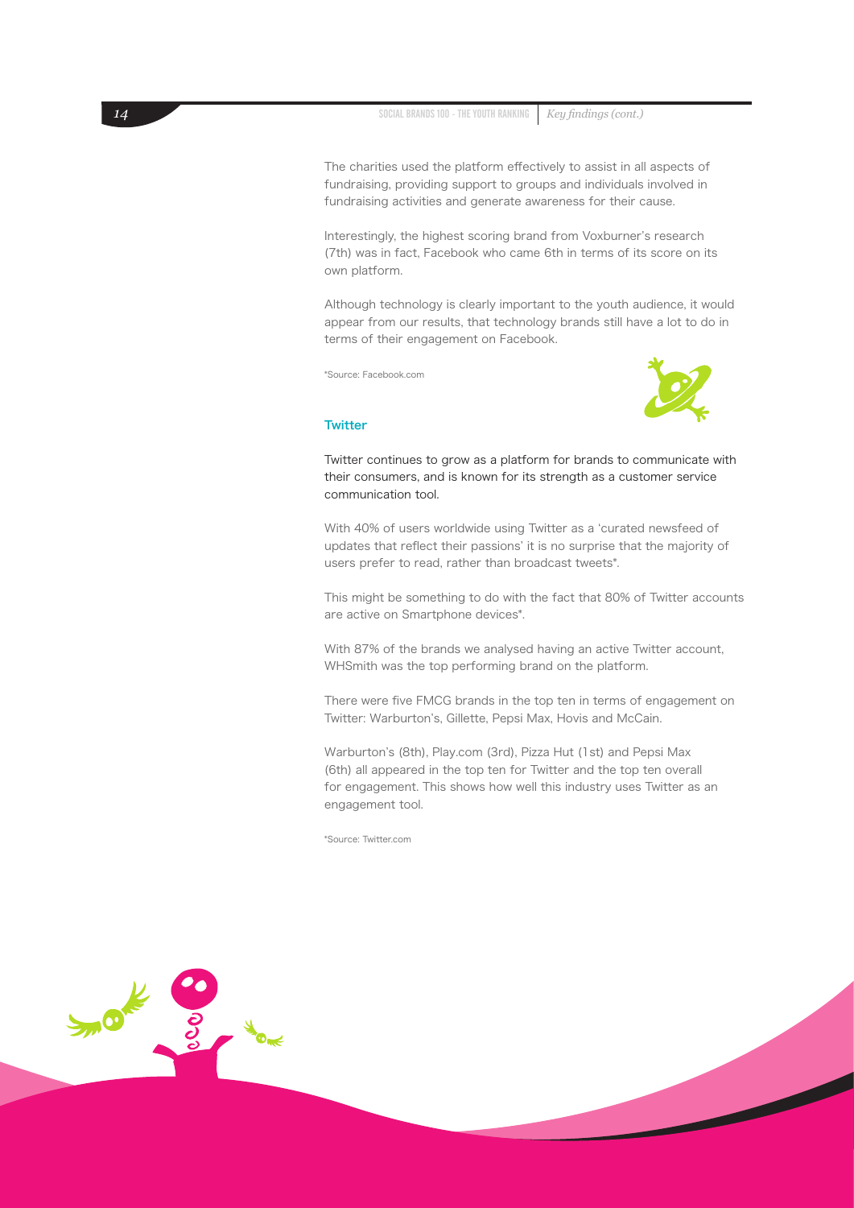The charities used the platform effectively to assist in all aspects of fundraising, providing support to groups and individuals involved in fundraising activities and generate awareness for their cause.

Interestingly, the highest scoring brand from Voxburner's research (7th) was in fact, Facebook who came 6th in terms of its score on its own platform.

Although technology is clearly important to the youth audience, it would appear from our results, that technology brands still have a lot to do in terms of their engagement on Facebook.

*Source: Facebook.com

## Twitter

Twitter continues to grow as a platform for brands to communicate with their consumers, and is known for its strength as a customer service communication tool.

With 40% of users worldwide using Twitter as a 'curated newsfeed of updates that reflect their passions' it is no surprise that the majority of users prefer to read, rather than broadcast tweets*.

This might be something to do with the fact that 80% of Twitter accounts are active on Smartphone devices*.

With 87% of the brands we analysed having an active Twitter account, WHSmith was the top performing brand on the platform.

There were five FMCG brands in the top ten in terms of engagement on Twitter: Warburton's, Gillette, Pepsi Max, Hovis and McCain.

Warburton's (8th), Play.com (3rd), Pizza Hut (1st) and Pepsi Max (6th) all appeared in the top ten for Twitter and the top ten overall for engagement. This shows how well this industry uses Twitter as an engagement tool.

*Source: Twitter.com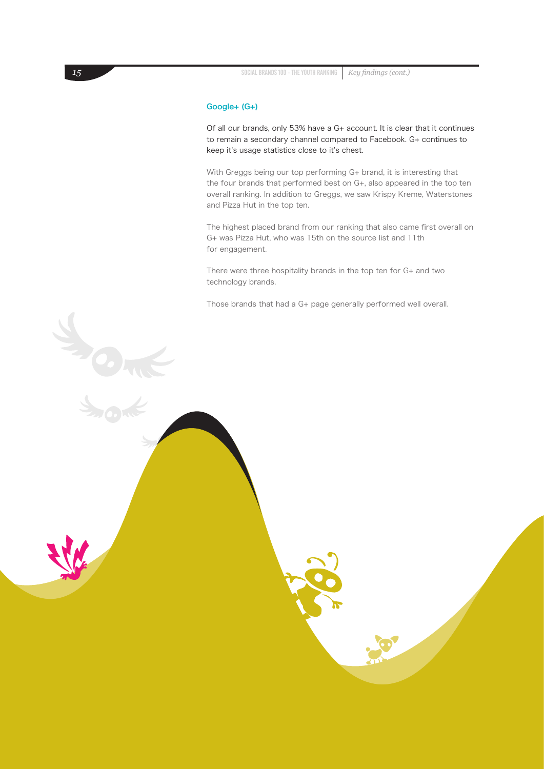### Google+ (G+)

Of all our brands, only 53% have a G+ account. It is clear that it continues to remain a secondary channel compared to Facebook. G+ continues to keep it's usage statistics close to it's chest.

With Greggs being our top performing G+ brand, it is interesting that the four brands that performed best on G+, also appeared in the top ten overall ranking. In addition to Greggs, we saw Krispy Kreme, Waterstones and Pizza Hut in the top ten.

The highest placed brand from our ranking that also came first overall on G+ was Pizza Hut, who was 15th on the source list and 11th for engagement.

There were three hospitality brands in the top ten for G+ and two technology brands.

Those brands that had a G+ page generally performed well overall.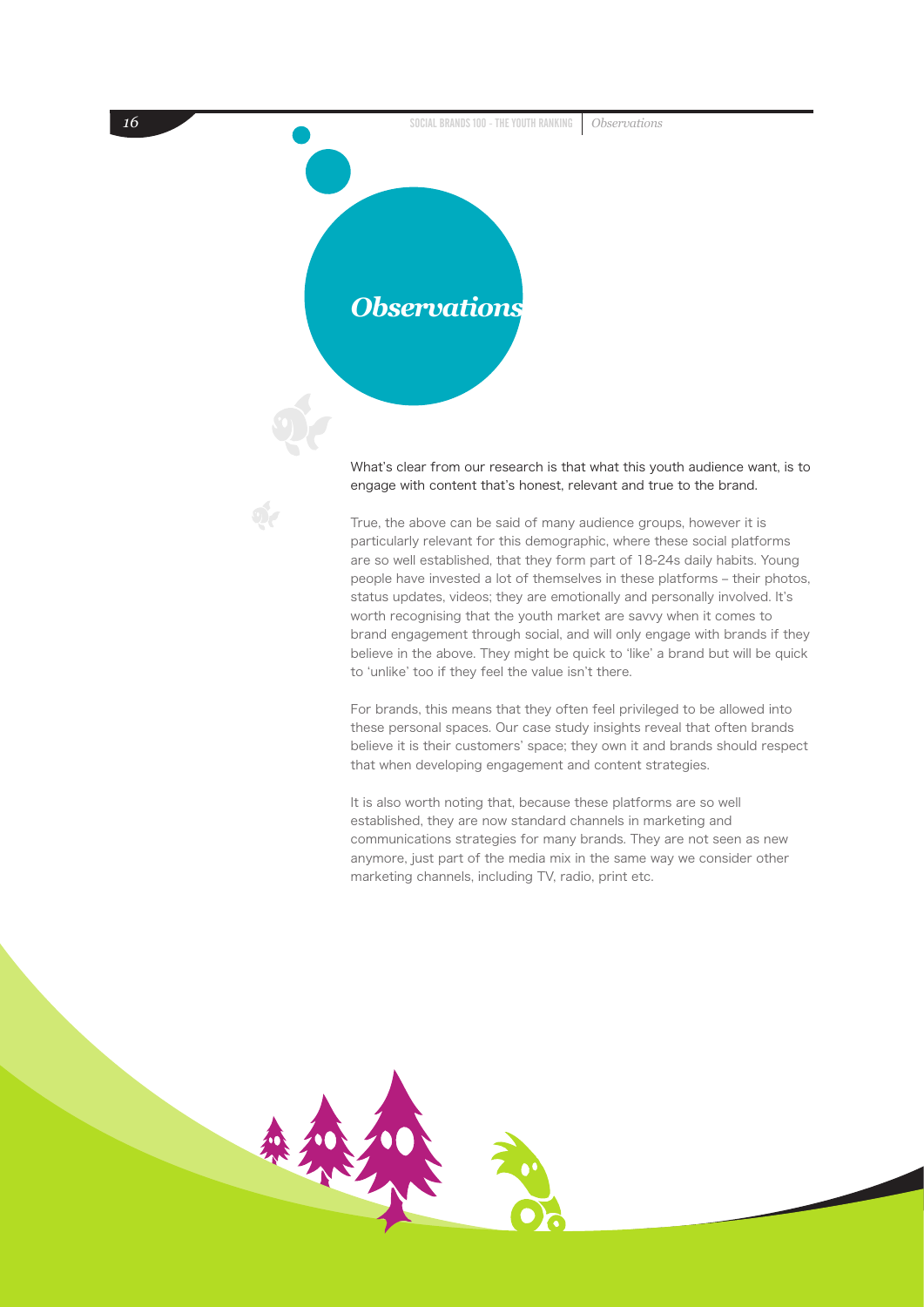# *Observations*

What's clear from our research is that what this youth audience want, is to engage with content that's honest, relevant and true to the brand.

True, the above can be said of many audience groups, however it is particularly relevant for this demographic, where these social platforms are so well established, that they form part of 18-24s daily habits. Young people have invested a lot of themselves in these platforms – their photos, status updates, videos; they are emotionally and personally involved. It's worth recognising that the youth market are savvy when it comes to brand engagement through social, and will only engage with brands if they believe in the above. They might be quick to 'like' a brand but will be quick to 'unlike' too if they feel the value isn't there.

For brands, this means that they often feel privileged to be allowed into these personal spaces. Our case study insights reveal that often brands believe it is their customers' space; they own it and brands should respect that when developing engagement and content strategies.

It is also worth noting that, because these platforms are so well established, they are now standard channels in marketing and communications strategies for many brands. They are not seen as new anymore, just part of the media mix in the same way we consider other marketing channels, including TV, radio, print etc.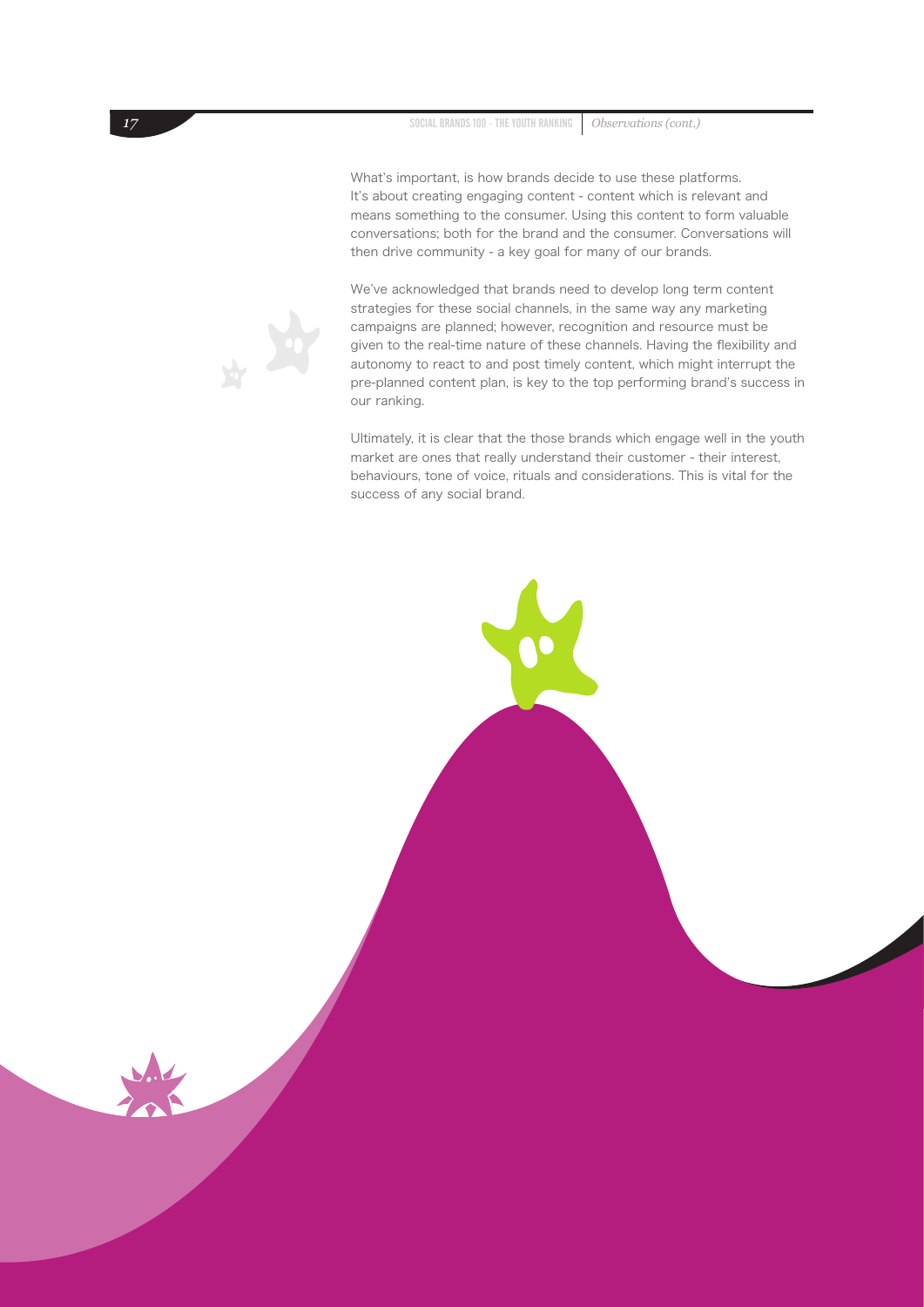What's important, is how brands decide to use these platforms. It's about creating engaging content - content which is relevant and means something to the consumer. Using this content to form valuable conversations; both for the brand and the consumer. Conversations will then drive community - a key goal for many of our brands.

We've acknowledged that brands need to develop long term content strategies for these social channels, in the same way any marketing campaigns are planned; however, recognition and resource must be given to the real-time nature of these channels. Having the flexibility and autonomy to react to and post timely content, which might interrupt the pre-planned content plan, is key to the top performing brand's success in our ranking.

Ultimately, it is clear that the those brands which engage well in the youth market are ones that really understand their customer - their interest, behaviours, tone of voice, rituals and considerations. This is vital for the success of any social brand.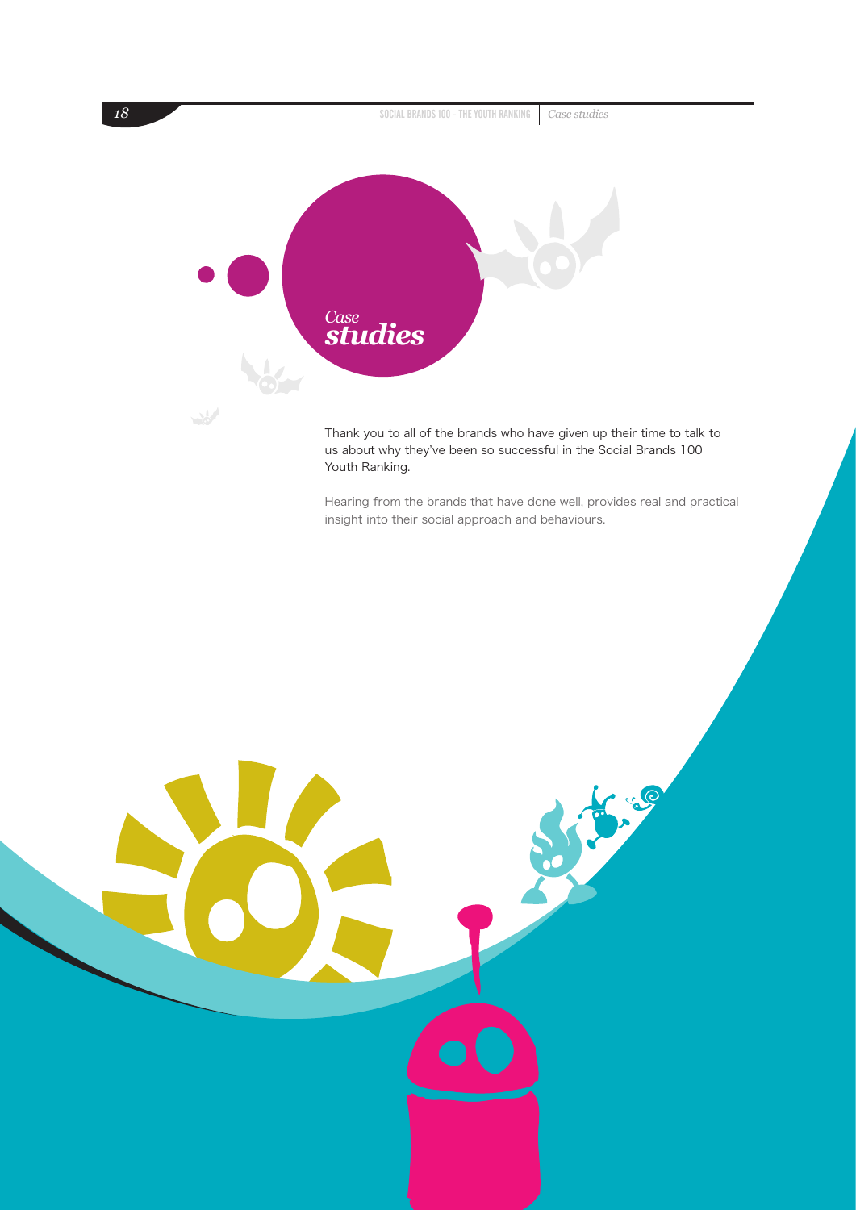# *Case* ***studies***

Thank you to all of the brands who have given up their time to talk to us about why they've been so successful in the Social Brands 100 Youth Ranking.

Hearing from the brands that have done well, provides real and practical insight into their social approach and behaviours.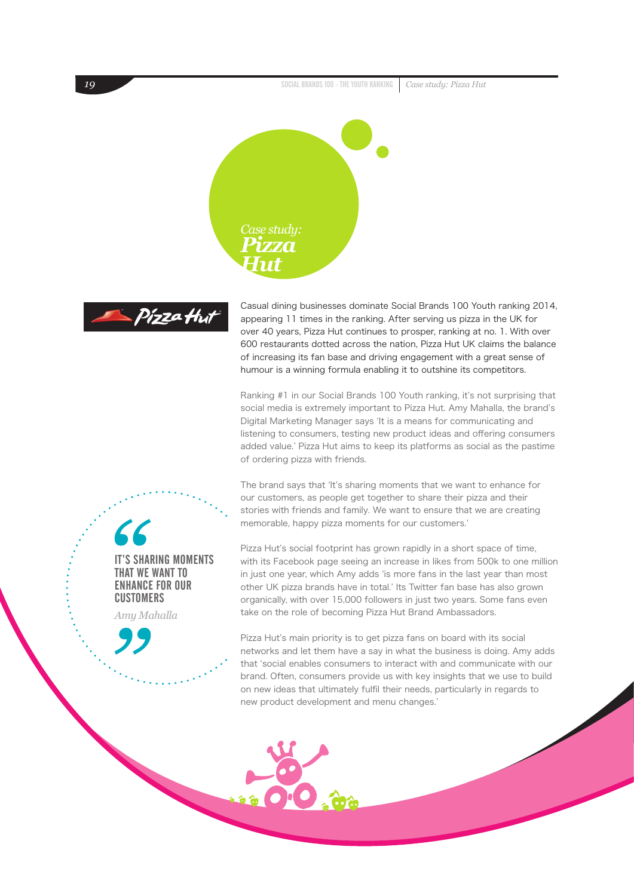# *Case study:* ***Pizza Hut***

Casual dining businesses dominate Social Brands 100 Youth ranking 2014, appearing 11 times in the ranking. After serving us pizza in the UK for over 40 years, Pizza Hut continues to prosper, ranking at no. 1. With over 600 restaurants dotted across the nation, Pizza Hut UK claims the balance of increasing its fan base and driving engagement with a great sense of humour is a winning formula enabling it to outshine its competitors.

Ranking #1 in our Social Brands 100 Youth ranking, it's not surprising that social media is extremely important to Pizza Hut. Amy Mahalla, the brand's Digital Marketing Manager says 'It is a means for communicating and listening to consumers, testing new product ideas and offering consumers added value.' Pizza Hut aims to keep its platforms as social as the pastime of ordering pizza with friends.

The brand says that 'It's sharing moments that we want to enhance for our customers, as people get together to share their pizza and their stories with friends and family. We want to ensure that we are creating memorable, happy pizza moments for our customers.'

> "IT'S SHARING MOMENTS THAT WE WANT TO ENHANCE FOR OUR CUSTOMERS"
>
> *Amy Mahalla*

Pizza Hut's social footprint has grown rapidly in a short space of time, with its Facebook page seeing an increase in likes from 500k to one million in just one year, which Amy adds 'is more fans in the last year than most other UK pizza brands have in total.' Its Twitter fan base has also grown organically, with over 15,000 followers in just two years. Some fans even take on the role of becoming Pizza Hut Brand Ambassadors.

Pizza Hut's main priority is to get pizza fans on board with its social networks and let them have a say in what the business is doing. Amy adds that 'social enables consumers to interact with and communicate with our brand. Often, consumers provide us with key insights that we use to build on new ideas that ultimately fulfil their needs, particularly in regards to new product development and menu changes.'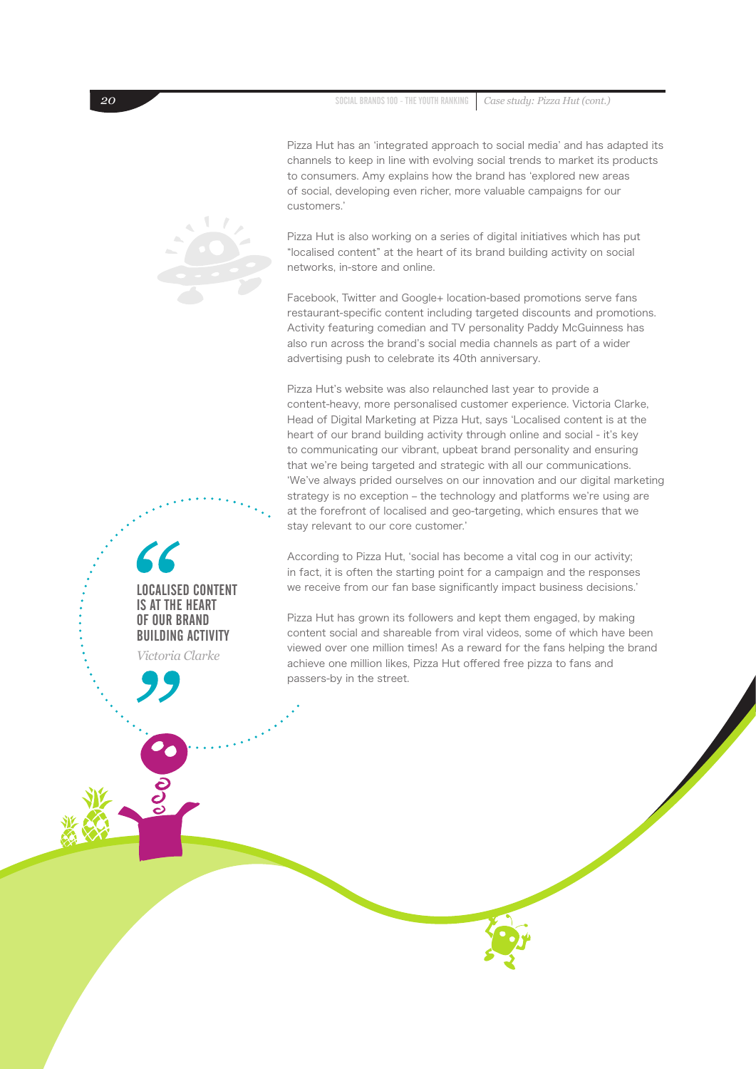Pizza Hut has an 'integrated approach to social media' and has adapted its channels to keep in line with evolving social trends to market its products to consumers. Amy explains how the brand has 'explored new areas of social, developing even richer, more valuable campaigns for our customers.'

Pizza Hut is also working on a series of digital initiatives which has put "localised content" at the heart of its brand building activity on social networks, in-store and online.

Facebook, Twitter and Google+ location-based promotions serve fans restaurant-specific content including targeted discounts and promotions. Activity featuring comedian and TV personality Paddy McGuinness has also run across the brand's social media channels as part of a wider advertising push to celebrate its 40th anniversary.

Pizza Hut's website was also relaunched last year to provide a content-heavy, more personalised customer experience. Victoria Clarke, Head of Digital Marketing at Pizza Hut, says 'Localised content is at the heart of our brand building activity through online and social - it's key to communicating our vibrant, upbeat brand personality and ensuring that we're being targeted and strategic with all our communications. 'We've always prided ourselves on our innovation and our digital marketing strategy is no exception – the technology and platforms we're using are at the forefront of localised and geo-targeting, which ensures that we stay relevant to our core customer.'

> "LOCALISED CONTENT IS AT THE HEART OF OUR BRAND BUILDING ACTIVITY"
>
> *Victoria Clarke*

According to Pizza Hut, 'social has become a vital cog in our activity; in fact, it is often the starting point for a campaign and the responses we receive from our fan base significantly impact business decisions.'

Pizza Hut has grown its followers and kept them engaged, by making content social and shareable from viral videos, some of which have been viewed over one million times! As a reward for the fans helping the brand achieve one million likes, Pizza Hut offered free pizza to fans and passers-by in the street.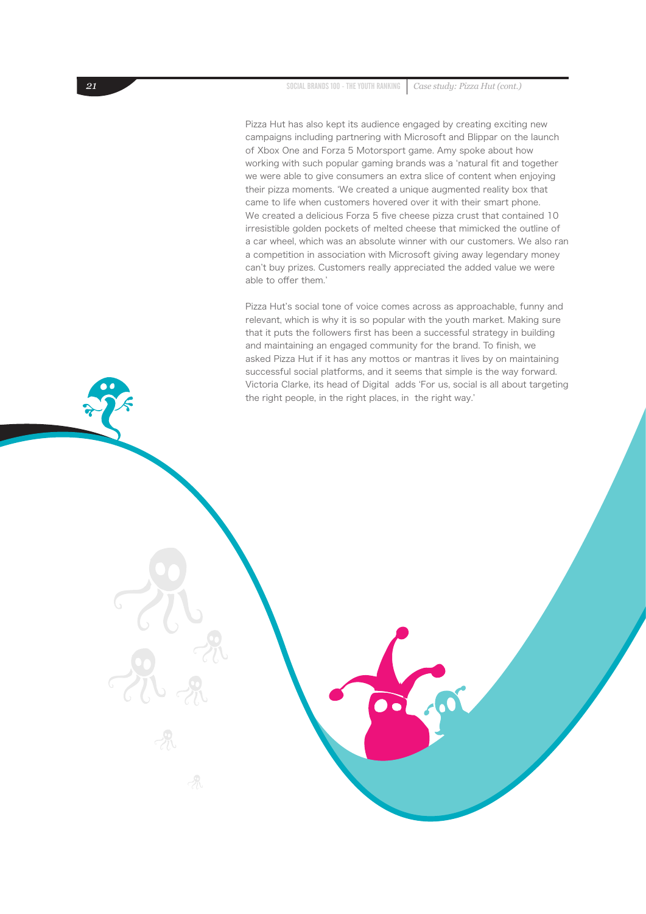Pizza Hut has also kept its audience engaged by creating exciting new campaigns including partnering with Microsoft and Blippar on the launch of Xbox One and Forza 5 Motorsport game. Amy spoke about how working with such popular gaming brands was a 'natural fit and together we were able to give consumers an extra slice of content when enjoying their pizza moments. 'We created a unique augmented reality box that came to life when customers hovered over it with their smart phone. We created a delicious Forza 5 five cheese pizza crust that contained 10 irresistible golden pockets of melted cheese that mimicked the outline of a car wheel, which was an absolute winner with our customers. We also ran a competition in association with Microsoft giving away legendary money can't buy prizes. Customers really appreciated the added value we were able to offer them.'

Pizza Hut's social tone of voice comes across as approachable, funny and relevant, which is why it is so popular with the youth market. Making sure that it puts the followers first has been a successful strategy in building and maintaining an engaged community for the brand. To finish, we asked Pizza Hut if it has any mottos or mantras it lives by on maintaining successful social platforms, and it seems that simple is the way forward. Victoria Clarke, its head of Digital adds 'For us, social is all about targeting the right people, in the right places, in the right way.'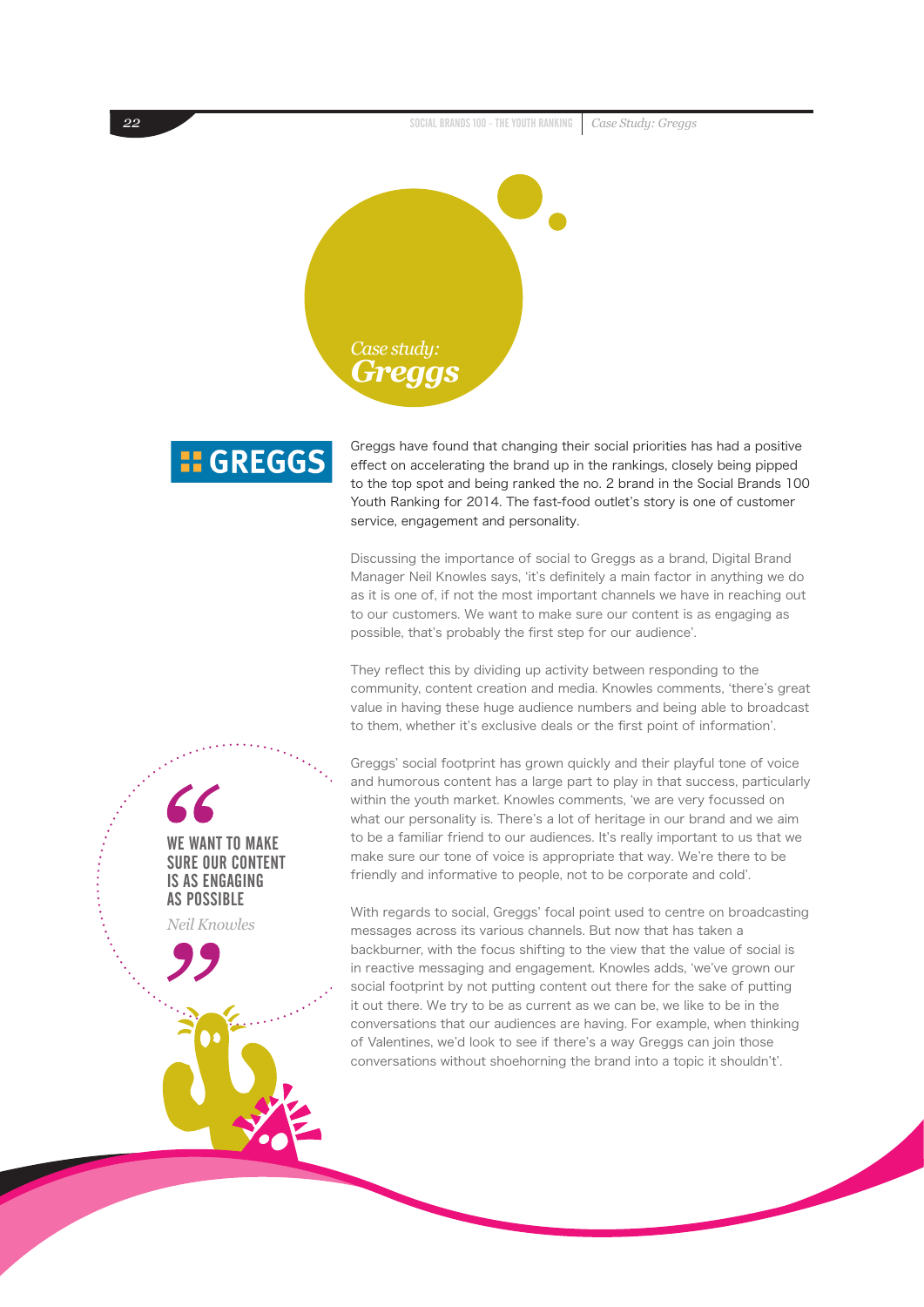# Case study: Greggs

GREGGS

Greggs have found that changing their social priorities has had a positive effect on accelerating the brand up in the rankings, closely being pipped to the top spot and being ranked the no. 2 brand in the Social Brands 100 Youth Ranking for 2014. The fast-food outlet's story is one of customer service, engagement and personality.

Discussing the importance of social to Greggs as a brand, Digital Brand Manager Neil Knowles says, 'it's definitely a main factor in anything we do as it is one of, if not the most important channels we have in reaching out to our customers. We want to make sure our content is as engaging as possible, that's probably the first step for our audience'.

They reflect this by dividing up activity between responding to the community, content creation and media. Knowles comments, 'there's great value in having these huge audience numbers and being able to broadcast to them, whether it's exclusive deals or the first point of information'.

Greggs' social footprint has grown quickly and their playful tone of voice and humorous content has a large part to play in that success, particularly within the youth market. Knowles comments, 'we are very focussed on what our personality is. There's a lot of heritage in our brand and we aim to be a familiar friend to our audiences. It's really important to us that we make sure our tone of voice is appropriate that way. We're there to be friendly and informative to people, not to be corporate and cold'.

> "WE WANT TO MAKE SURE OUR CONTENT IS AS ENGAGING AS POSSIBLE"
>
> *Neil Knowles*

With regards to social, Greggs' focal point used to centre on broadcasting messages across its various channels. But now that has taken a backburner, with the focus shifting to the view that the value of social is in reactive messaging and engagement. Knowles adds, 'we've grown our social footprint by not putting content out there for the sake of putting it out there. We try to be as current as we can be, we like to be in the conversations that our audiences are having. For example, when thinking of Valentines, we'd look to see if there's a way Greggs can join those conversations without shoehorning the brand into a topic it shouldn't'.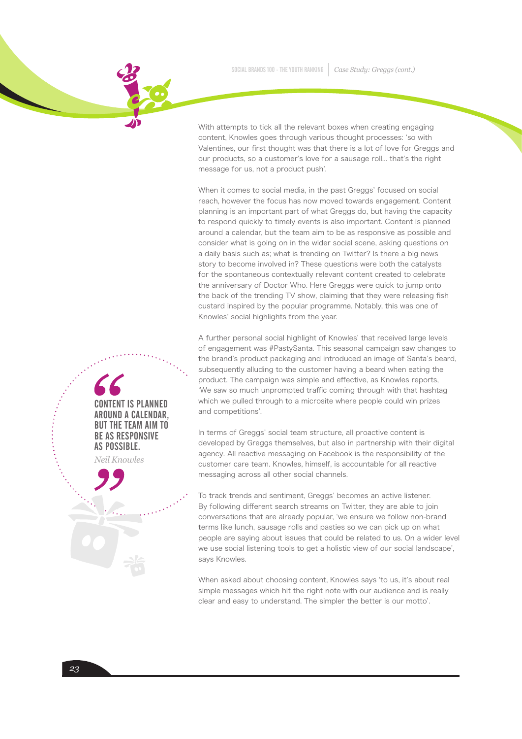With attempts to tick all the relevant boxes when creating engaging content, Knowles goes through various thought processes: 'so with Valentines, our first thought was that there is a lot of love for Greggs and our products, so a customer's love for a sausage roll... that's the right message for us, not a product push'.

When it comes to social media, in the past Greggs' focused on social reach, however the focus has now moved towards engagement. Content planning is an important part of what Greggs do, but having the capacity to respond quickly to timely events is also important. Content is planned around a calendar, but the team aim to be as responsive as possible and consider what is going on in the wider social scene, asking questions on a daily basis such as; what is trending on Twitter? Is there a big news story to become involved in? These questions were both the catalysts for the spontaneous contextually relevant content created to celebrate the anniversary of Doctor Who. Here Greggs were quick to jump onto the back of the trending TV show, claiming that they were releasing fish custard inspired by the popular programme. Notably, this was one of Knowles' social highlights from the year.

A further personal social highlight of Knowles' that received large levels of engagement was #PastySanta. This seasonal campaign saw changes to the brand's product packaging and introduced an image of Santa's beard, subsequently alluding to the customer having a beard when eating the product. The campaign was simple and effective, as Knowles reports, 'We saw so much unprompted traffic coming through with that hashtag which we pulled through to a microsite where people could win prizes and competitions'.

> **"CONTENT IS PLANNED AROUND A CALENDAR, BUT THE TEAM AIM TO BE AS RESPONSIVE AS POSSIBLE."**
>
> *Neil Knowles*

In terms of Greggs' social team structure, all proactive content is developed by Greggs themselves, but also in partnership with their digital agency. All reactive messaging on Facebook is the responsibility of the customer care team. Knowles, himself, is accountable for all reactive messaging across all other social channels.

To track trends and sentiment, Greggs' becomes an active listener. By following different search streams on Twitter, they are able to join conversations that are already popular, 'we ensure we follow non-brand terms like lunch, sausage rolls and pasties so we can pick up on what people are saying about issues that could be related to us. On a wider level we use social listening tools to get a holistic view of our social landscape', says Knowles.

When asked about choosing content, Knowles says 'to us, it's about real simple messages which hit the right note with our audience and is really clear and easy to understand. The simpler the better is our motto'.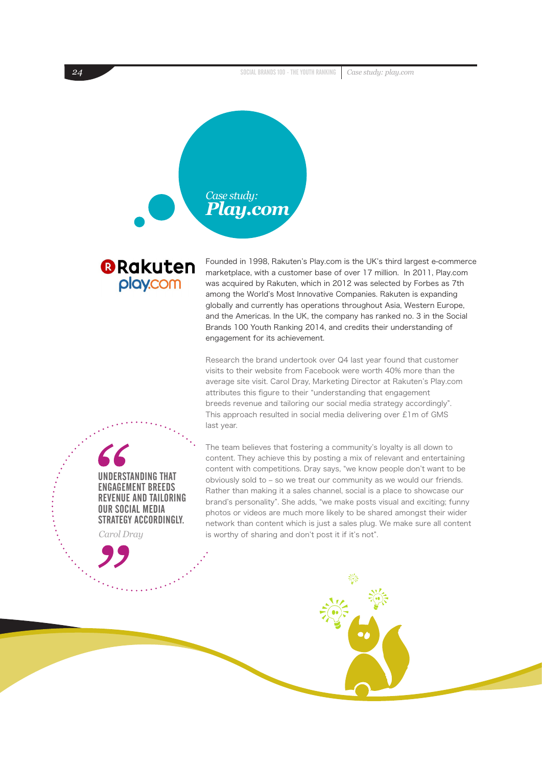# *Case study:* *Play.com*

Rakuten play.com

Founded in 1998, Rakuten's Play.com is the UK's third largest e-commerce marketplace, with a customer base of over 17 million. In 2011, Play.com was acquired by Rakuten, which in 2012 was selected by Forbes as 7th among the World's Most Innovative Companies. Rakuten is expanding globally and currently has operations throughout Asia, Western Europe, and the Americas. In the UK, the company has ranked no. 3 in the Social Brands 100 Youth Ranking 2014, and credits their understanding of engagement for its achievement.

Research the brand undertook over Q4 last year found that customer visits to their website from Facebook were worth 40% more than the average site visit. Carol Dray, Marketing Director at Rakuten's Play.com attributes this figure to their "understanding that engagement breeds revenue and tailoring our social media strategy accordingly". This approach resulted in social media delivering over £1m of GMS last year.

> **"UNDERSTANDING THAT ENGAGEMENT BREEDS REVENUE AND TAILORING OUR SOCIAL MEDIA STRATEGY ACCORDINGLY."**
>
> *Carol Dray*

The team believes that fostering a community's loyalty is all down to content. They achieve this by posting a mix of relevant and entertaining content with competitions. Dray says, "we know people don't want to be obviously sold to – so we treat our community as we would our friends. Rather than making it a sales channel, social is a place to showcase our brand's personality". She adds, "we make posts visual and exciting; funny photos or videos are much more likely to be shared amongst their wider network than content which is just a sales plug. We make sure all content is worthy of sharing and don't post it if it's not".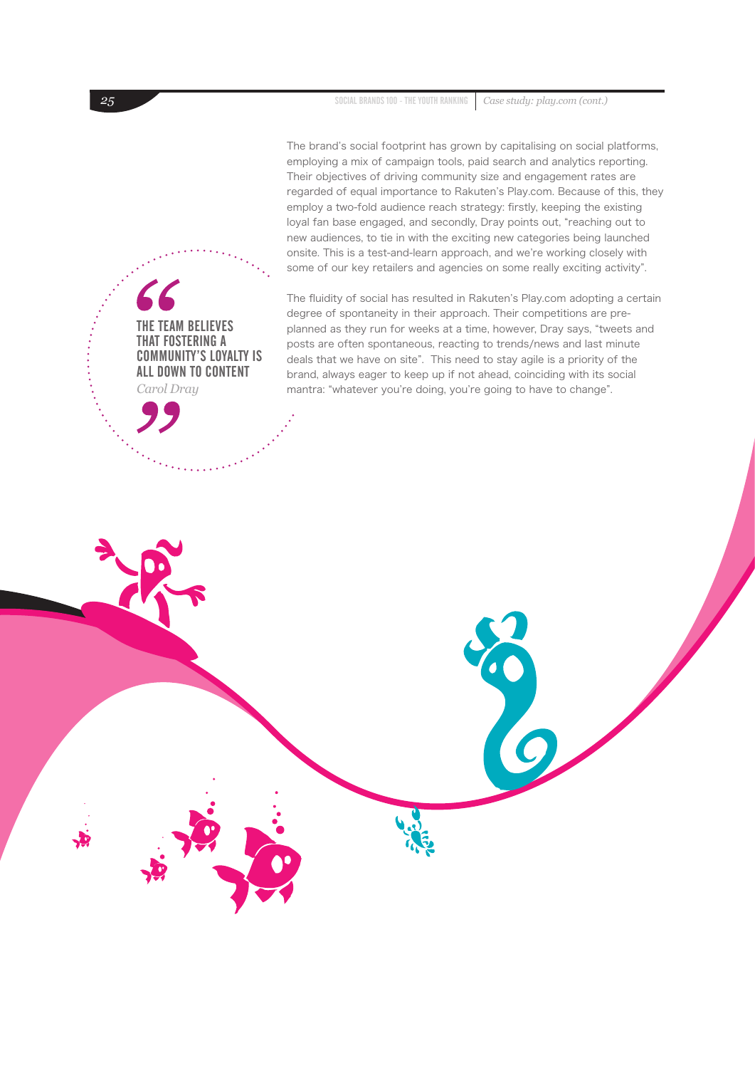The brand's social footprint has grown by capitalising on social platforms, employing a mix of campaign tools, paid search and analytics reporting. Their objectives of driving community size and engagement rates are regarded of equal importance to Rakuten's Play.com. Because of this, they employ a two-fold audience reach strategy: firstly, keeping the existing loyal fan base engaged, and secondly, Dray points out, "reaching out to new audiences, to tie in with the exciting new categories being launched onsite. This is a test-and-learn approach, and we're working closely with some of our key retailers and agencies on some really exciting activity".

> "THE TEAM BELIEVES THAT FOSTERING A COMMUNITY'S LOYALTY IS ALL DOWN TO CONTENT"
>
> *Carol Dray*

The fluidity of social has resulted in Rakuten's Play.com adopting a certain degree of spontaneity in their approach. Their competitions are pre-planned as they run for weeks at a time, however, Dray says, "tweets and posts are often spontaneous, reacting to trends/news and last minute deals that we have on site". This need to stay agile is a priority of the brand, always eager to keep up if not ahead, coinciding with its social mantra: "whatever you're doing, you're going to have to change".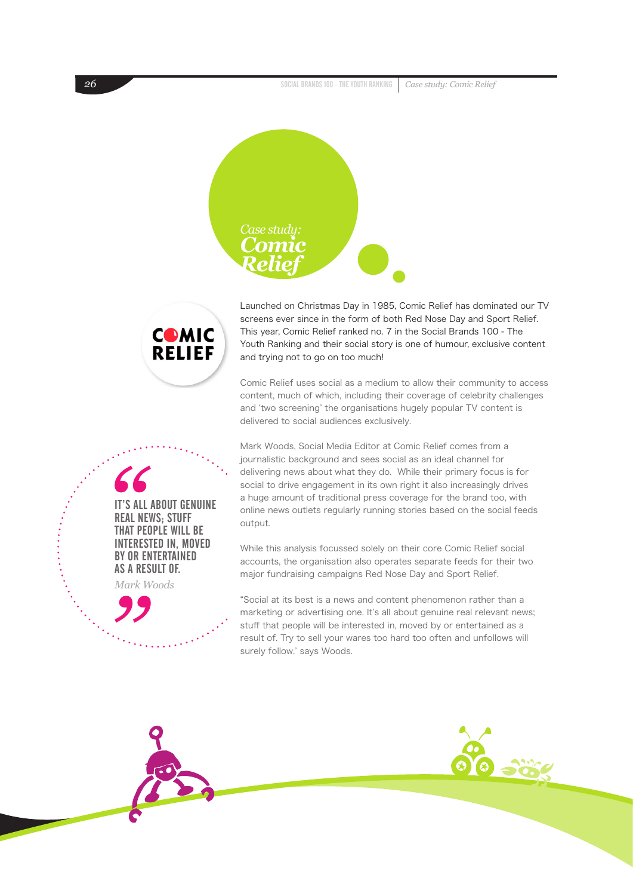# Case study: Comic Relief

Launched on Christmas Day in 1985, Comic Relief has dominated our TV screens ever since in the form of both Red Nose Day and Sport Relief. This year, Comic Relief ranked no. 7 in the Social Brands 100 - The Youth Ranking and their social story is one of humour, exclusive content and trying not to go on too much!

Comic Relief uses social as a medium to allow their community to access content, much of which, including their coverage of celebrity challenges and 'two screening' the organisations hugely popular TV content is delivered to social audiences exclusively.

> "IT'S ALL ABOUT GENUINE REAL NEWS; STUFF THAT PEOPLE WILL BE INTERESTED IN, MOVED BY OR ENTERTAINED AS A RESULT OF."
>
> *Mark Woods*

Mark Woods, Social Media Editor at Comic Relief comes from a journalistic background and sees social as an ideal channel for delivering news about what they do. While their primary focus is for social to drive engagement in its own right it also increasingly drives a huge amount of traditional press coverage for the brand too, with online news outlets regularly running stories based on the social feeds output.

While this analysis focussed solely on their core Comic Relief social accounts, the organisation also operates separate feeds for their two major fundraising campaigns Red Nose Day and Sport Relief.

"Social at its best is a news and content phenomenon rather than a marketing or advertising one. It's all about genuine real relevant news; stuff that people will be interested in, moved by or entertained as a result of. Try to sell your wares too hard too often and unfollows will surely follow.' says Woods.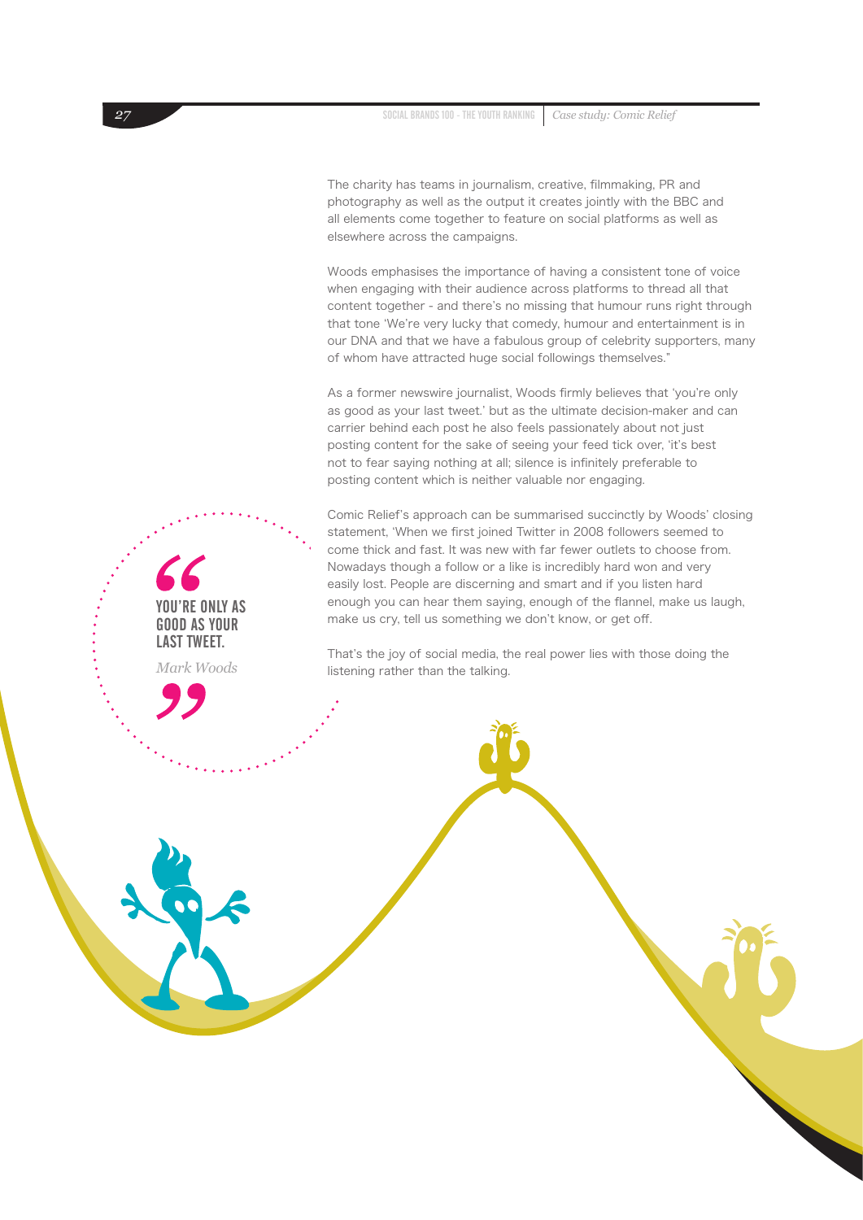The charity has teams in journalism, creative, filmmaking, PR and photography as well as the output it creates jointly with the BBC and all elements come together to feature on social platforms as well as elsewhere across the campaigns.

Woods emphasises the importance of having a consistent tone of voice when engaging with their audience across platforms to thread all that content together - and there's no missing that humour runs right through that tone 'We're very lucky that comedy, humour and entertainment is in our DNA and that we have a fabulous group of celebrity supporters, many of whom have attracted huge social followings themselves."

As a former newswire journalist, Woods firmly believes that 'you're only as good as your last tweet.' but as the ultimate decision-maker and can carrier behind each post he also feels passionately about not just posting content for the sake of seeing your feed tick over, 'it's best not to fear saying nothing at all; silence is infinitely preferable to posting content which is neither valuable nor engaging.

Comic Relief's approach can be summarised succinctly by Woods' closing statement, 'When we first joined Twitter in 2008 followers seemed to come thick and fast. It was new with far fewer outlets to choose from. Nowadays though a follow or a like is incredibly hard won and very easily lost. People are discerning and smart and if you listen hard enough you can hear them saying, enough of the flannel, make us laugh, make us cry, tell us something we don't know, or get off.

That's the joy of social media, the real power lies with those doing the listening rather than the talking.

> **YOU'RE ONLY AS GOOD AS YOUR LAST TWEET.**
>
> *Mark Woods*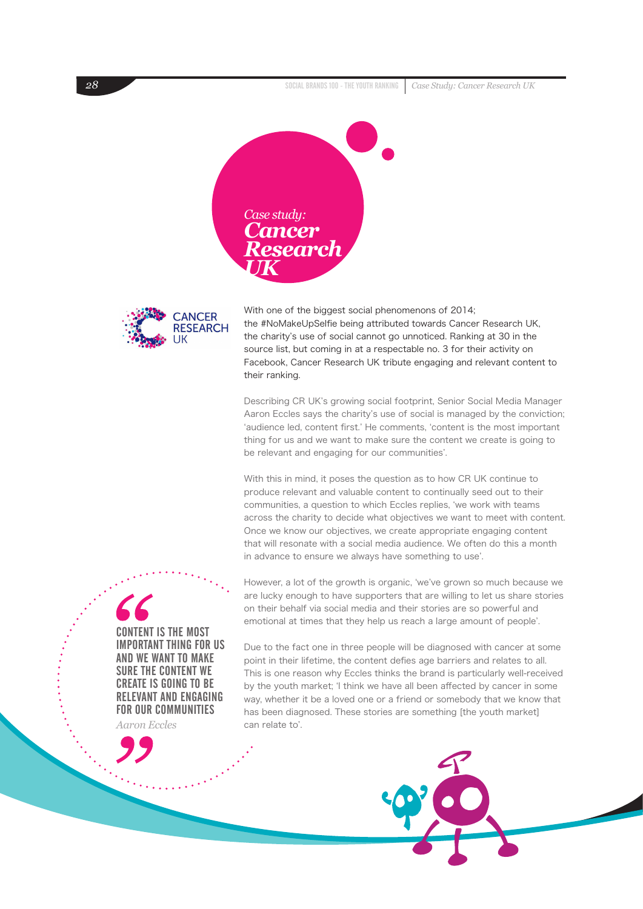# *Case study:* Cancer Research UK

With one of the biggest social phenomenons of 2014; the #NoMakeUpSelfie being attributed towards Cancer Research UK, the charity's use of social cannot go unnoticed. Ranking at 30 in the source list, but coming in at a respectable no. 3 for their activity on Facebook, Cancer Research UK tribute engaging and relevant content to their ranking.

Describing CR UK's growing social footprint, Senior Social Media Manager Aaron Eccles says the charity's use of social is managed by the conviction; 'audience led, content first.' He comments, 'content is the most important thing for us and we want to make sure the content we create is going to be relevant and engaging for our communities'.

With this in mind, it poses the question as to how CR UK continue to produce relevant and valuable content to continually seed out to their communities, a question to which Eccles replies, 'we work with teams across the charity to decide what objectives we want to meet with content. Once we know our objectives, we create appropriate engaging content that will resonate with a social media audience. We often do this a month in advance to ensure we always have something to use'.

However, a lot of the growth is organic, 'we've grown so much because we are lucky enough to have supporters that are willing to let us share stories on their behalf via social media and their stories are so powerful and emotional at times that they help us reach a large amount of people'.

Due to the fact one in three people will be diagnosed with cancer at some point in their lifetime, the content defies age barriers and relates to all. This is one reason why Eccles thinks the brand is particularly well-received by the youth market; 'I think we have all been affected by cancer in some way, whether it be a loved one or a friend or somebody that we know that has been diagnosed. These stories are something [the youth market] can relate to'.

> "CONTENT IS THE MOST IMPORTANT THING FOR US AND WE WANT TO MAKE SURE THE CONTENT WE CREATE IS GOING TO BE RELEVANT AND ENGAGING FOR OUR COMMUNITIES"
>
> *Aaron Eccles*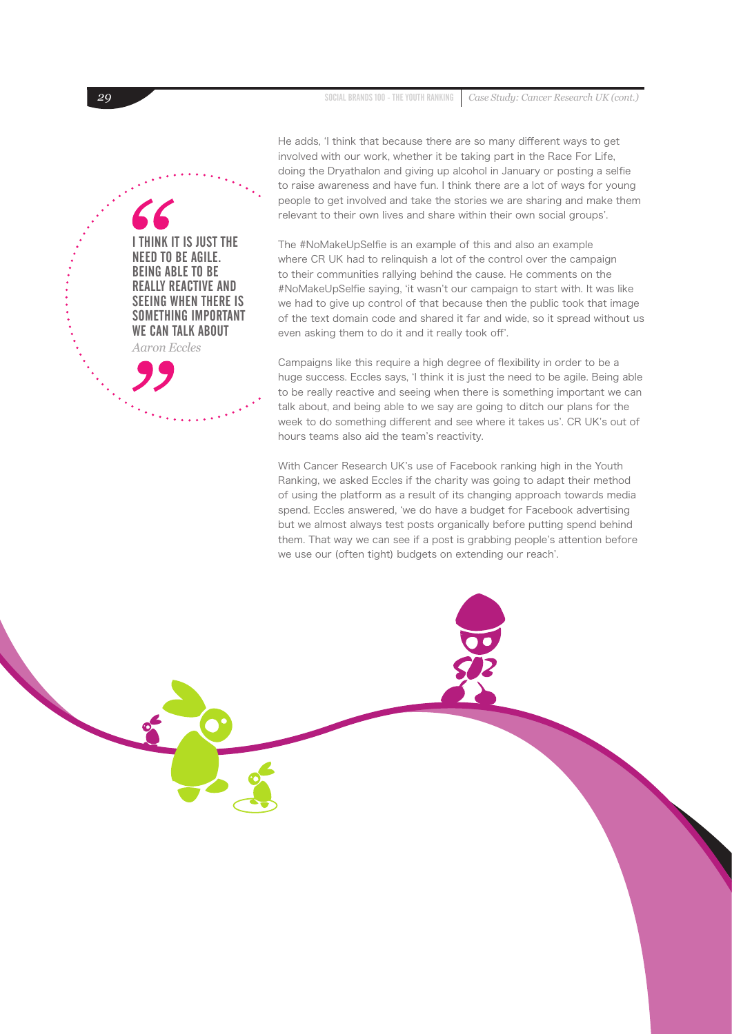> “I THINK IT IS JUST THE NEED TO BE AGILE. BEING ABLE TO BE REALLY REACTIVE AND SEEING WHEN THERE IS SOMETHING IMPORTANT WE CAN TALK ABOUT”
>
> *Aaron Eccles*

He adds, 'I think that because there are so many different ways to get involved with our work, whether it be taking part in the Race For Life, doing the Dryathalon and giving up alcohol in January or posting a selfie to raise awareness and have fun. I think there are a lot of ways for young people to get involved and take the stories we are sharing and make them relevant to their own lives and share within their own social groups'.

The #NoMakeUpSelfie is an example of this and also an example where CR UK had to relinquish a lot of the control over the campaign to their communities rallying behind the cause. He comments on the #NoMakeUpSelfie saying, 'it wasn't our campaign to start with. It was like we had to give up control of that because then the public took that image of the text domain code and shared it far and wide, so it spread without us even asking them to do it and it really took off'.

Campaigns like this require a high degree of flexibility in order to be a huge success. Eccles says, 'I think it is just the need to be agile. Being able to be really reactive and seeing when there is something important we can talk about, and being able to we say are going to ditch our plans for the week to do something different and see where it takes us'. CR UK's out of hours teams also aid the team's reactivity.

With Cancer Research UK's use of Facebook ranking high in the Youth Ranking, we asked Eccles if the charity was going to adapt their method of using the platform as a result of its changing approach towards media spend. Eccles answered, 'we do have a budget for Facebook advertising but we almost always test posts organically before putting spend behind them. That way we can see if a post is grabbing people's attention before we use our (often tight) budgets on extending our reach'.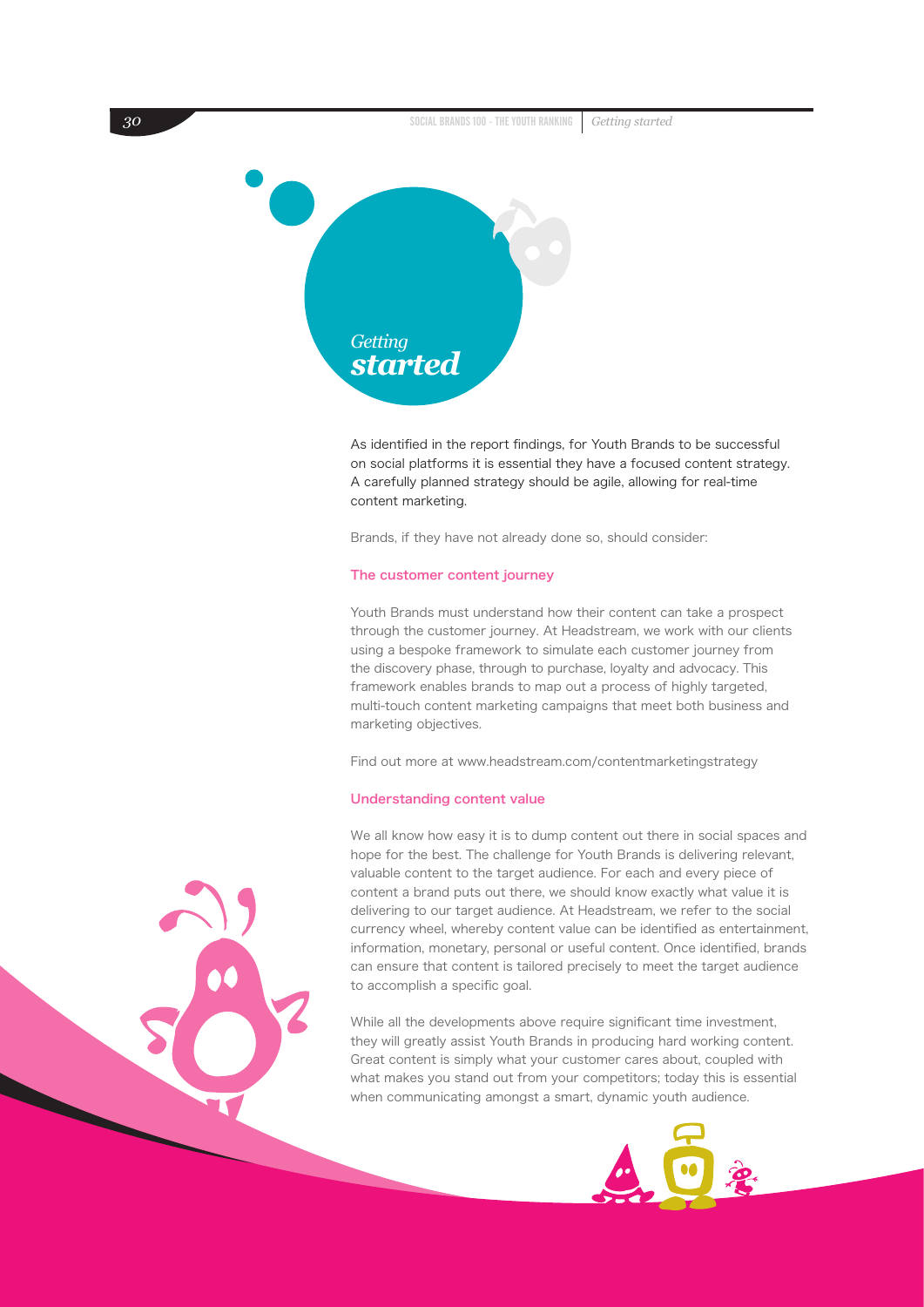# *Getting* ***started***

As identified in the report findings, for Youth Brands to be successful on social platforms it is essential they have a focused content strategy. A carefully planned strategy should be agile, allowing for real-time content marketing.

Brands, if they have not already done so, should consider:

## The customer content journey

Youth Brands must understand how their content can take a prospect through the customer journey. At Headstream, we work with our clients using a bespoke framework to simulate each customer journey from the discovery phase, through to purchase, loyalty and advocacy. This framework enables brands to map out a process of highly targeted, multi-touch content marketing campaigns that meet both business and marketing objectives.

Find out more at www.headstream.com/contentmarketingstrategy

## Understanding content value

We all know how easy it is to dump content out there in social spaces and hope for the best. The challenge for Youth Brands is delivering relevant, valuable content to the target audience. For each and every piece of content a brand puts out there, we should know exactly what value it is delivering to our target audience. At Headstream, we refer to the social currency wheel, whereby content value can be identified as entertainment, information, monetary, personal or useful content. Once identified, brands can ensure that content is tailored precisely to meet the target audience to accomplish a specific goal.

While all the developments above require significant time investment, they will greatly assist Youth Brands in producing hard working content. Great content is simply what your customer cares about, coupled with what makes you stand out from your competitors; today this is essential when communicating amongst a smart, dynamic youth audience.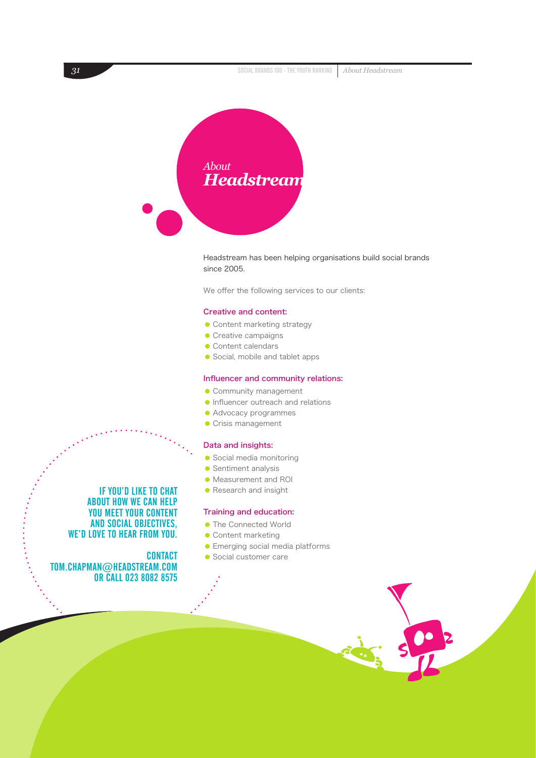# *About Headstream*

Headstream has been helping organisations build social brands since 2005.

We offer the following services to our clients:

**Creative and content:**

- Content marketing strategy
- Creative campaigns
- Content calendars
- Social, mobile and tablet apps

**Influencer and community relations:**

- Community management
- Influencer outreach and relations
- Advocacy programmes
- Crisis management

**Data and insights:**

- Social media monitoring
- Sentiment analysis
- Measurement and ROI
- Research and insight

**Training and education:**

- The Connected World
- Content marketing
- Emerging social media platforms
- Social customer care

IF YOU'D LIKE TO CHAT ABOUT HOW WE CAN HELP YOU MEET YOUR CONTENT AND SOCIAL OBJECTIVES, WE'D LOVE TO HEAR FROM YOU.

CONTACT TOM.CHAPMAN@HEADSTREAM.COM OR CALL 023 8082 8575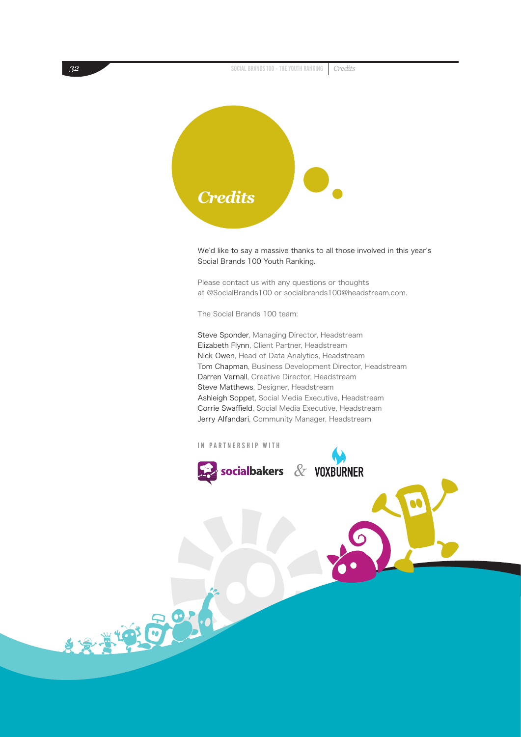# Credits

We'd like to say a massive thanks to all those involved in this year's Social Brands 100 Youth Ranking.

Please contact us with any questions or thoughts at @SocialBrands100 or socialbrands100@headstream.com.

The Social Brands 100 team:

Steve Sponder, Managing Director, Headstream
Elizabeth Flynn, Client Partner, Headstream
Nick Owen, Head of Data Analytics, Headstream
Tom Chapman, Business Development Director, Headstream
Darren Vernall, Creative Director, Headstream
Steve Matthews, Designer, Headstream
Ashleigh Soppet, Social Media Executive, Headstream
Corrie Swaffield, Social Media Executive, Headstream
Jerry Alfandari, Community Manager, Headstream

IN PARTNERSHIP WITH

socialbakers & VOXBURNER